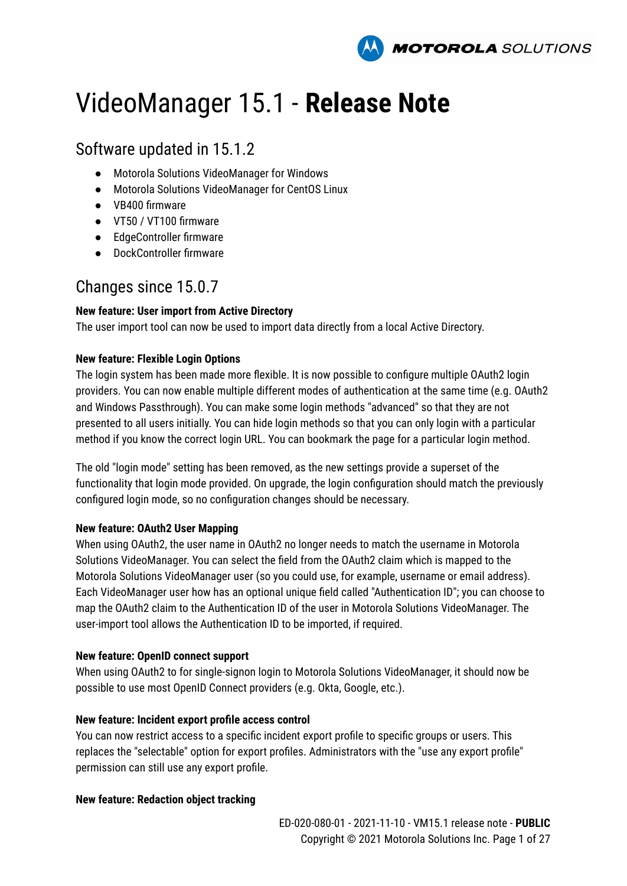# VideoManager 15.1 - **Release Note**

## Software updated in 15.1.2

- Motorola Solutions VideoManager for Windows
- Motorola Solutions VideoManager for CentOS Linux
- VB400 firmware
- VT50 / VT100 firmware
- EdgeController firmware
- DockController firmware

## Changes since 15.0.7

**New feature: User import from Active Directory**

The user import tool can now be used to import data directly from a local Active Directory.

**New feature: Flexible Login Options**

The login system has been made more flexible. It is now possible to configure multiple OAuth2 login providers. You can now enable multiple different modes of authentication at the same time (e.g. OAuth2 and Windows Passthrough). You can make some login methods "advanced" so that they are not presented to all users initially. You can hide login methods so that you can only login with a particular method if you know the correct login URL. You can bookmark the page for a particular login method.

The old "login mode" setting has been removed, as the new settings provide a superset of the functionality that login mode provided. On upgrade, the login configuration should match the previously configured login mode, so no configuration changes should be necessary.

**New feature: OAuth2 User Mapping**

When using OAuth2, the user name in OAuth2 no longer needs to match the username in Motorola Solutions VideoManager. You can select the field from the OAuth2 claim which is mapped to the Motorola Solutions VideoManager user (so you could use, for example, username or email address). Each VideoManager user how has an optional unique field called "Authentication ID"; you can choose to map the OAuth2 claim to the Authentication ID of the user in Motorola Solutions VideoManager. The user-import tool allows the Authentication ID to be imported, if required.

**New feature: OpenID connect support**

When using OAuth2 to for single-signon login to Motorola Solutions VideoManager, it should now be possible to use most OpenID Connect providers (e.g. Okta, Google, etc.).

**New feature: Incident export profile access control**

You can now restrict access to a specific incident export profile to specific groups or users. This replaces the "selectable" option for export profiles. Administrators with the "use any export profile" permission can still use any export profile.

**New feature: Redaction object tracking**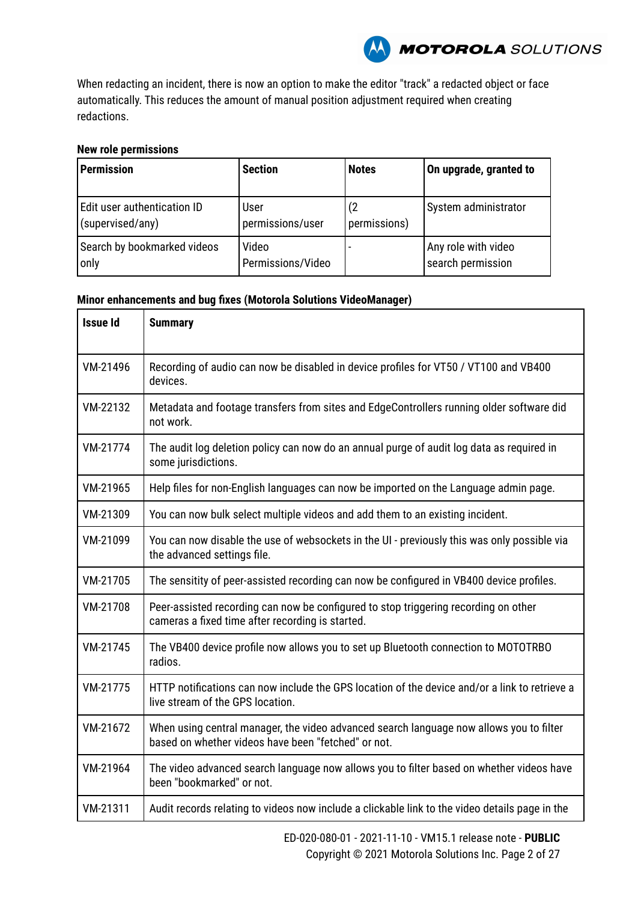When redacting an incident, there is now an option to make the editor "track" a redacted object or face automatically. This reduces the amount of manual position adjustment required when creating redactions.

**New role permissions**

| Permission | Section | Notes | On upgrade, granted to |
| --- | --- | --- | --- |
| Edit user authentication ID (supervised/any) | User permissions/user | (2 permissions) | System administrator |
| Search by bookmarked videos only | Video Permissions/Video | - | Any role with video search permission |

**Minor enhancements and bug fixes (Motorola Solutions VideoManager)**

| Issue Id | Summary |
| --- | --- |
| VM-21496 | Recording of audio can now be disabled in device profiles for VT50 / VT100 and VB400 devices. |
| VM-22132 | Metadata and footage transfers from sites and EdgeControllers running older software did not work. |
| VM-21774 | The audit log deletion policy can now do an annual purge of audit log data as required in some jurisdictions. |
| VM-21965 | Help files for non-English languages can now be imported on the Language admin page. |
| VM-21309 | You can now bulk select multiple videos and add them to an existing incident. |
| VM-21099 | You can now disable the use of websockets in the UI - previously this was only possible via the advanced settings file. |
| VM-21705 | The sensitivity of peer-assisted recording can now be configured in VB400 device profiles. |
| VM-21708 | Peer-assisted recording can now be configured to stop triggering recording on other cameras a fixed time after recording is started. |
| VM-21745 | The VB400 device profile now allows you to set up Bluetooth connection to MOTOTRBO radios. |
| VM-21775 | HTTP notifications can now include the GPS location of the device and/or a link to retrieve a live stream of the GPS location. |
| VM-21672 | When using central manager, the video advanced search language now allows you to filter based on whether videos have been "fetched" or not. |
| VM-21964 | The video advanced search language now allows you to filter based on whether videos have been "bookmarked" or not. |
| VM-21311 | Audit records relating to videos now include a clickable link to the video details page in the |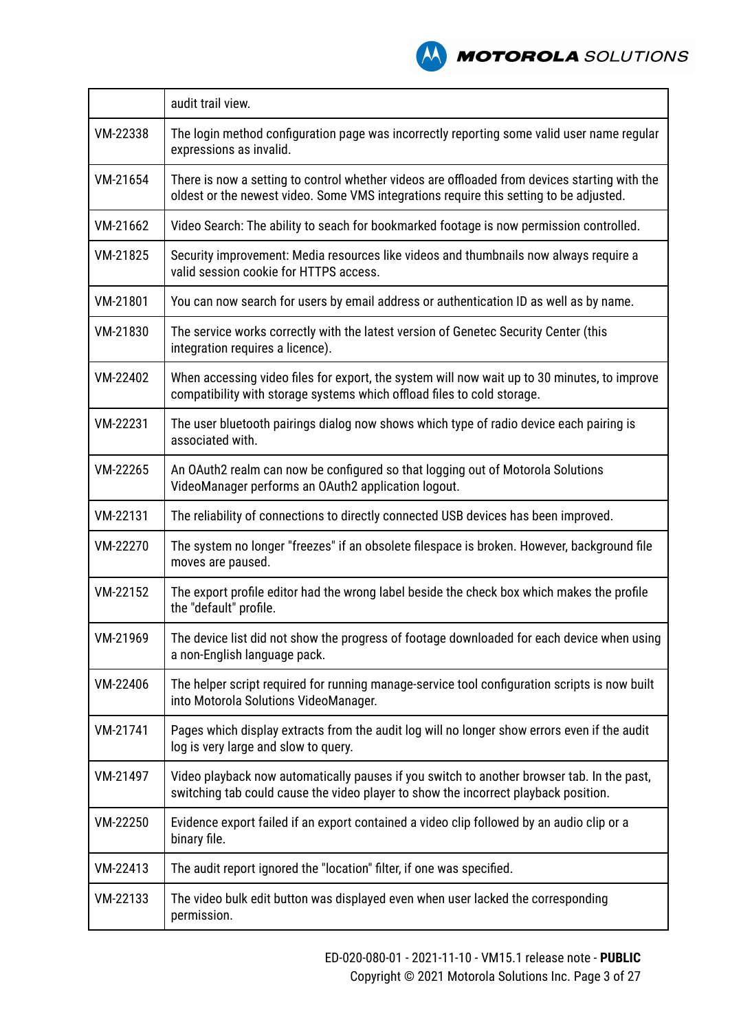| | |
|---|---|
| | audit trail view. |
| VM-22338 | The login method configuration page was incorrectly reporting some valid user name regular expressions as invalid. |
| VM-21654 | There is now a setting to control whether videos are offloaded from devices starting with the oldest or the newest video. Some VMS integrations require this setting to be adjusted. |
| VM-21662 | Video Search: The ability to seach for bookmarked footage is now permission controlled. |
| VM-21825 | Security improvement: Media resources like videos and thumbnails now always require a valid session cookie for HTTPS access. |
| VM-21801 | You can now search for users by email address or authentication ID as well as by name. |
| VM-21830 | The service works correctly with the latest version of Genetec Security Center (this integration requires a licence). |
| VM-22402 | When accessing video files for export, the system will now wait up to 30 minutes, to improve compatibility with storage systems which offload files to cold storage. |
| VM-22231 | The user bluetooth pairings dialog now shows which type of radio device each pairing is associated with. |
| VM-22265 | An OAuth2 realm can now be configured so that logging out of Motorola Solutions VideoManager performs an OAuth2 application logout. |
| VM-22131 | The reliability of connections to directly connected USB devices has been improved. |
| VM-22270 | The system no longer "freezes" if an obsolete filespace is broken. However, background file moves are paused. |
| VM-22152 | The export profile editor had the wrong label beside the check box which makes the profile the "default" profile. |
| VM-21969 | The device list did not show the progress of footage downloaded for each device when using a non-English language pack. |
| VM-22406 | The helper script required for running manage-service tool configuration scripts is now built into Motorola Solutions VideoManager. |
| VM-21741 | Pages which display extracts from the audit log will no longer show errors even if the audit log is very large and slow to query. |
| VM-21497 | Video playback now automatically pauses if you switch to another browser tab. In the past, switching tab could cause the video player to show the incorrect playback position. |
| VM-22250 | Evidence export failed if an export contained a video clip followed by an audio clip or a binary file. |
| VM-22413 | The audit report ignored the "location" filter, if one was specified. |
| VM-22133 | The video bulk edit button was displayed even when user lacked the corresponding permission. |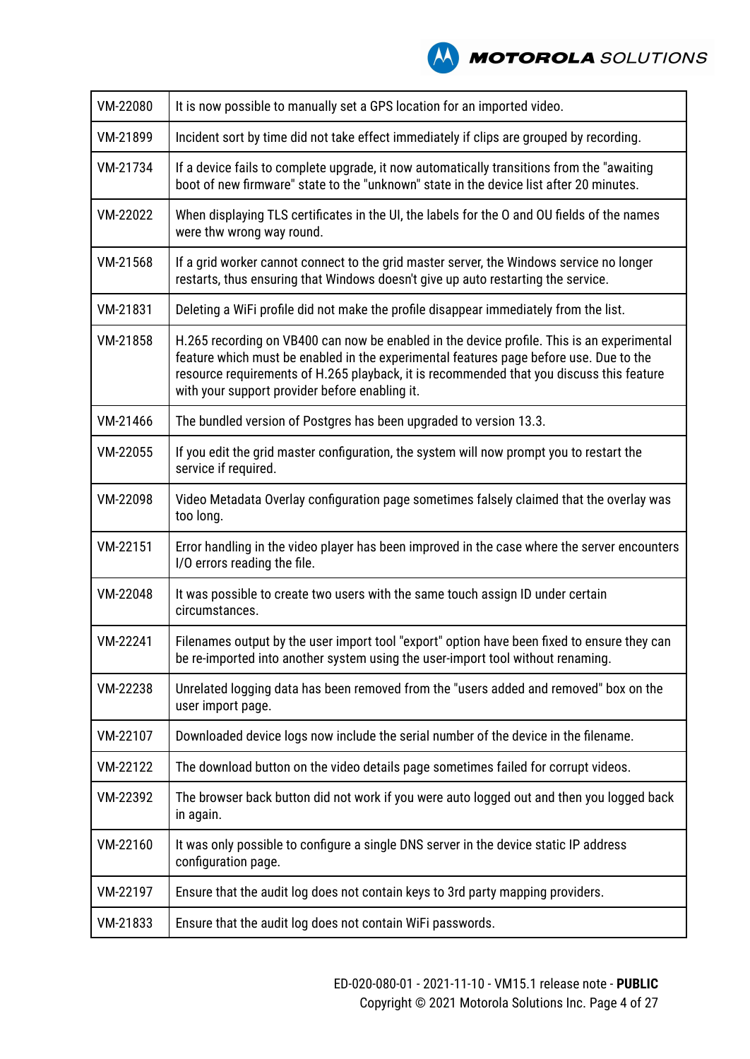| | |
|---|---|
| VM-22080 | It is now possible to manually set a GPS location for an imported video. |
| VM-21899 | Incident sort by time did not take effect immediately if clips are grouped by recording. |
| VM-21734 | If a device fails to complete upgrade, it now automatically transitions from the "awaiting boot of new firmware" state to the "unknown" state in the device list after 20 minutes. |
| VM-22022 | When displaying TLS certificates in the UI, the labels for the O and OU fields of the names were thw wrong way round. |
| VM-21568 | If a grid worker cannot connect to the grid master server, the Windows service no longer restarts, thus ensuring that Windows doesn't give up auto restarting the service. |
| VM-21831 | Deleting a WiFi profile did not make the profile disappear immediately from the list. |
| VM-21858 | H.265 recording on VB400 can now be enabled in the device profile. This is an experimental feature which must be enabled in the experimental features page before use. Due to the resource requirements of H.265 playback, it is recommended that you discuss this feature with your support provider before enabling it. |
| VM-21466 | The bundled version of Postgres has been upgraded to version 13.3. |
| VM-22055 | If you edit the grid master configuration, the system will now prompt you to restart the service if required. |
| VM-22098 | Video Metadata Overlay configuration page sometimes falsely claimed that the overlay was too long. |
| VM-22151 | Error handling in the video player has been improved in the case where the server encounters I/O errors reading the file. |
| VM-22048 | It was possible to create two users with the same touch assign ID under certain circumstances. |
| VM-22241 | Filenames output by the user import tool "export" option have been fixed to ensure they can be re-imported into another system using the user-import tool without renaming. |
| VM-22238 | Unrelated logging data has been removed from the "users added and removed" box on the user import page. |
| VM-22107 | Downloaded device logs now include the serial number of the device in the filename. |
| VM-22122 | The download button on the video details page sometimes failed for corrupt videos. |
| VM-22392 | The browser back button did not work if you were auto logged out and then you logged back in again. |
| VM-22160 | It was only possible to configure a single DNS server in the device static IP address configuration page. |
| VM-22197 | Ensure that the audit log does not contain keys to 3rd party mapping providers. |
| VM-21833 | Ensure that the audit log does not contain WiFi passwords. |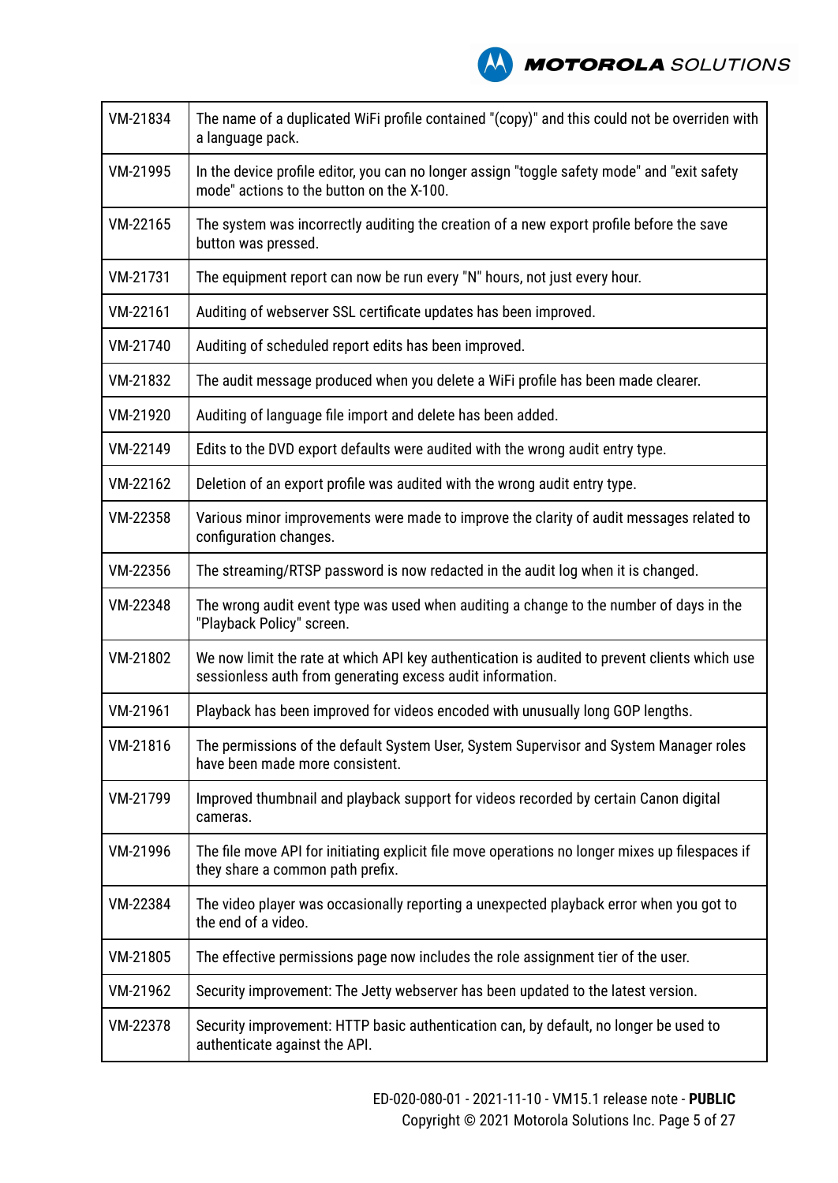| | |
|---|---|
| VM-21834 | The name of a duplicated WiFi profile contained "(copy)" and this could not be overriden with a language pack. |
| VM-21995 | In the device profile editor, you can no longer assign "toggle safety mode" and "exit safety mode" actions to the button on the X-100. |
| VM-22165 | The system was incorrectly auditing the creation of a new export profile before the save button was pressed. |
| VM-21731 | The equipment report can now be run every "N" hours, not just every hour. |
| VM-22161 | Auditing of webserver SSL certificate updates has been improved. |
| VM-21740 | Auditing of scheduled report edits has been improved. |
| VM-21832 | The audit message produced when you delete a WiFi profile has been made clearer. |
| VM-21920 | Auditing of language file import and delete has been added. |
| VM-22149 | Edits to the DVD export defaults were audited with the wrong audit entry type. |
| VM-22162 | Deletion of an export profile was audited with the wrong audit entry type. |
| VM-22358 | Various minor improvements were made to improve the clarity of audit messages related to configuration changes. |
| VM-22356 | The streaming/RTSP password is now redacted in the audit log when it is changed. |
| VM-22348 | The wrong audit event type was used when auditing a change to the number of days in the "Playback Policy" screen. |
| VM-21802 | We now limit the rate at which API key authentication is audited to prevent clients which use sessionless auth from generating excess audit information. |
| VM-21961 | Playback has been improved for videos encoded with unusually long GOP lengths. |
| VM-21816 | The permissions of the default System User, System Supervisor and System Manager roles have been made more consistent. |
| VM-21799 | Improved thumbnail and playback support for videos recorded by certain Canon digital cameras. |
| VM-21996 | The file move API for initiating explicit file move operations no longer mixes up filespaces if they share a common path prefix. |
| VM-22384 | The video player was occasionally reporting a unexpected playback error when you got to the end of a video. |
| VM-21805 | The effective permissions page now includes the role assignment tier of the user. |
| VM-21962 | Security improvement: The Jetty webserver has been updated to the latest version. |
| VM-22378 | Security improvement: HTTP basic authentication can, by default, no longer be used to authenticate against the API. |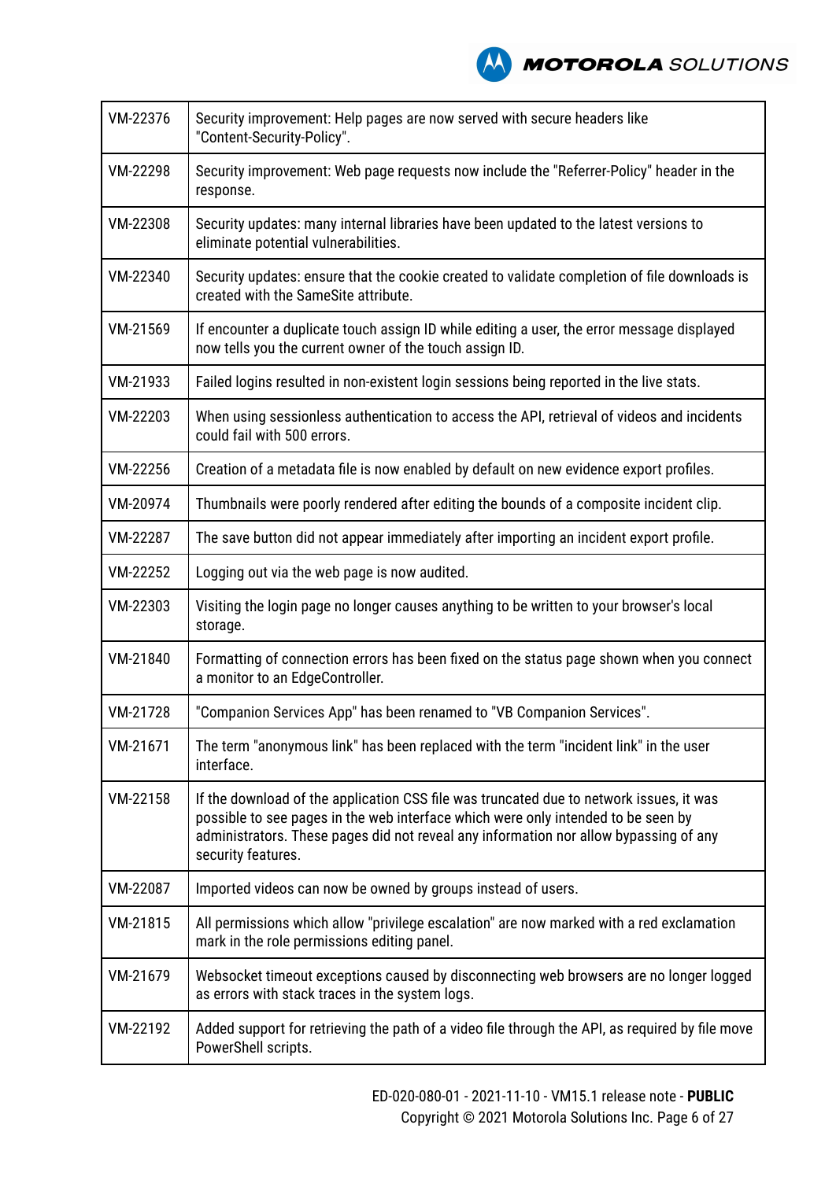| | |
|---|---|
| VM-22376 | Security improvement: Help pages are now served with secure headers like "Content-Security-Policy". |
| VM-22298 | Security improvement: Web page requests now include the "Referrer-Policy" header in the response. |
| VM-22308 | Security updates: many internal libraries have been updated to the latest versions to eliminate potential vulnerabilities. |
| VM-22340 | Security updates: ensure that the cookie created to validate completion of file downloads is created with the SameSite attribute. |
| VM-21569 | If encounter a duplicate touch assign ID while editing a user, the error message displayed now tells you the current owner of the touch assign ID. |
| VM-21933 | Failed logins resulted in non-existent login sessions being reported in the live stats. |
| VM-22203 | When using sessionless authentication to access the API, retrieval of videos and incidents could fail with 500 errors. |
| VM-22256 | Creation of a metadata file is now enabled by default on new evidence export profiles. |
| VM-20974 | Thumbnails were poorly rendered after editing the bounds of a composite incident clip. |
| VM-22287 | The save button did not appear immediately after importing an incident export profile. |
| VM-22252 | Logging out via the web page is now audited. |
| VM-22303 | Visiting the login page no longer causes anything to be written to your browser's local storage. |
| VM-21840 | Formatting of connection errors has been fixed on the status page shown when you connect a monitor to an EdgeController. |
| VM-21728 | "Companion Services App" has been renamed to "VB Companion Services". |
| VM-21671 | The term "anonymous link" has been replaced with the term "incident link" in the user interface. |
| VM-22158 | If the download of the application CSS file was truncated due to network issues, it was possible to see pages in the web interface which were only intended to be seen by administrators. These pages did not reveal any information nor allow bypassing of any security features. |
| VM-22087 | Imported videos can now be owned by groups instead of users. |
| VM-21815 | All permissions which allow "privilege escalation" are now marked with a red exclamation mark in the role permissions editing panel. |
| VM-21679 | Websocket timeout exceptions caused by disconnecting web browsers are no longer logged as errors with stack traces in the system logs. |
| VM-22192 | Added support for retrieving the path of a video file through the API, as required by file move PowerShell scripts. |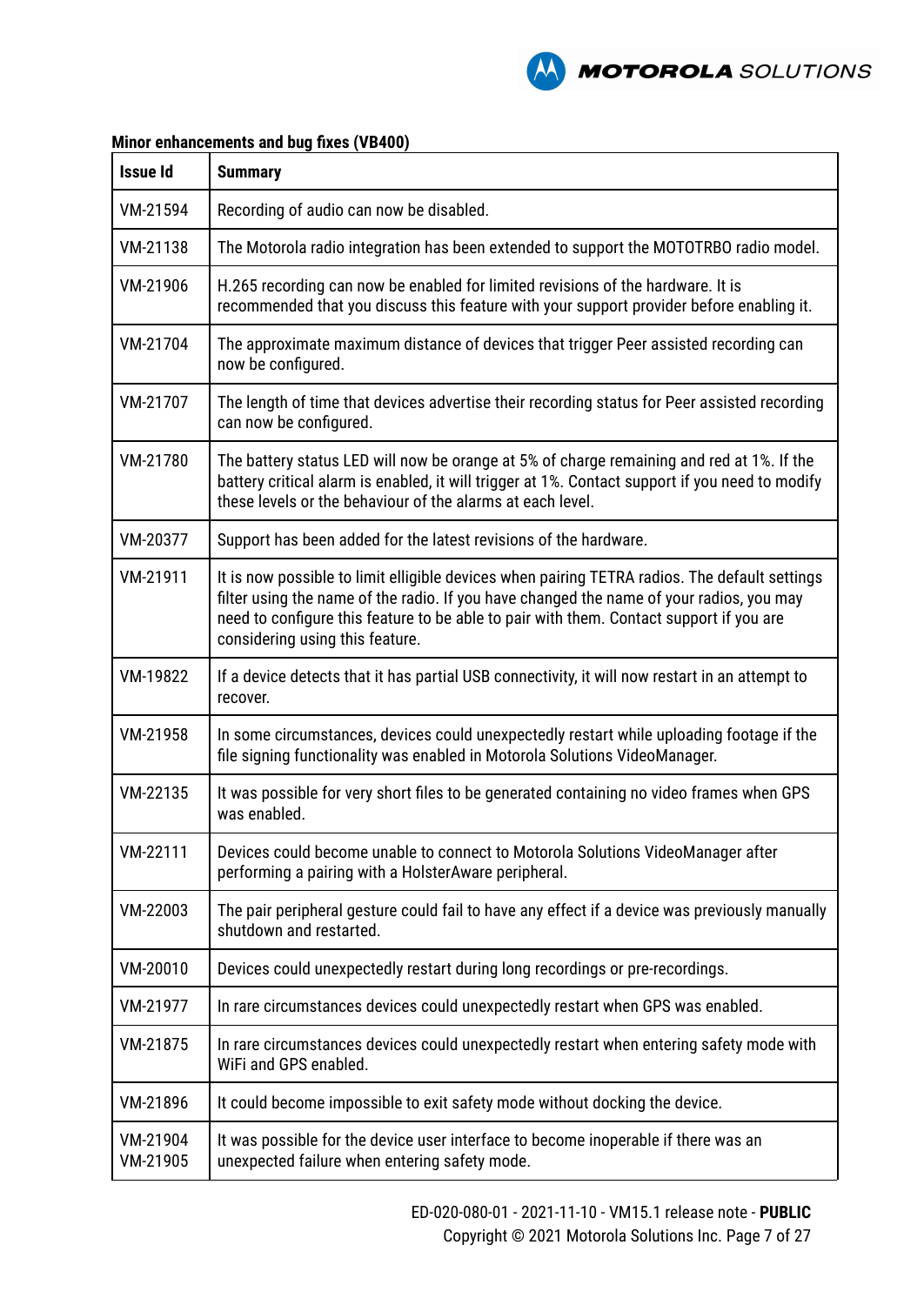**Minor enhancements and bug fixes (VB400)**

| Issue Id | Summary |
|---|---|
| VM-21594 | Recording of audio can now be disabled. |
| VM-21138 | The Motorola radio integration has been extended to support the MOTOTRBO radio model. |
| VM-21906 | H.265 recording can now be enabled for limited revisions of the hardware. It is recommended that you discuss this feature with your support provider before enabling it. |
| VM-21704 | The approximate maximum distance of devices that trigger Peer assisted recording can now be configured. |
| VM-21707 | The length of time that devices advertise their recording status for Peer assisted recording can now be configured. |
| VM-21780 | The battery status LED will now be orange at 5% of charge remaining and red at 1%. If the battery critical alarm is enabled, it will trigger at 1%. Contact support if you need to modify these levels or the behaviour of the alarms at each level. |
| VM-20377 | Support has been added for the latest revisions of the hardware. |
| VM-21911 | It is now possible to limit elligible devices when pairing TETRA radios. The default settings filter using the name of the radio. If you have changed the name of your radios, you may need to configure this feature to be able to pair with them. Contact support if you are considering using this feature. |
| VM-19822 | If a device detects that it has partial USB connectivity, it will now restart in an attempt to recover. |
| VM-21958 | In some circumstances, devices could unexpectedly restart while uploading footage if the file signing functionality was enabled in Motorola Solutions VideoManager. |
| VM-22135 | It was possible for very short files to be generated containing no video frames when GPS was enabled. |
| VM-22111 | Devices could become unable to connect to Motorola Solutions VideoManager after performing a pairing with a HolsterAware peripheral. |
| VM-22003 | The pair peripheral gesture could fail to have any effect if a device was previously manually shutdown and restarted. |
| VM-20010 | Devices could unexpectedly restart during long recordings or pre-recordings. |
| VM-21977 | In rare circumstances devices could unexpectedly restart when GPS was enabled. |
| VM-21875 | In rare circumstances devices could unexpectedly restart when entering safety mode with WiFi and GPS enabled. |
| VM-21896 | It could become impossible to exit safety mode without docking the device. |
| VM-21904<br>VM-21905 | It was possible for the device user interface to become inoperable if there was an unexpected failure when entering safety mode. |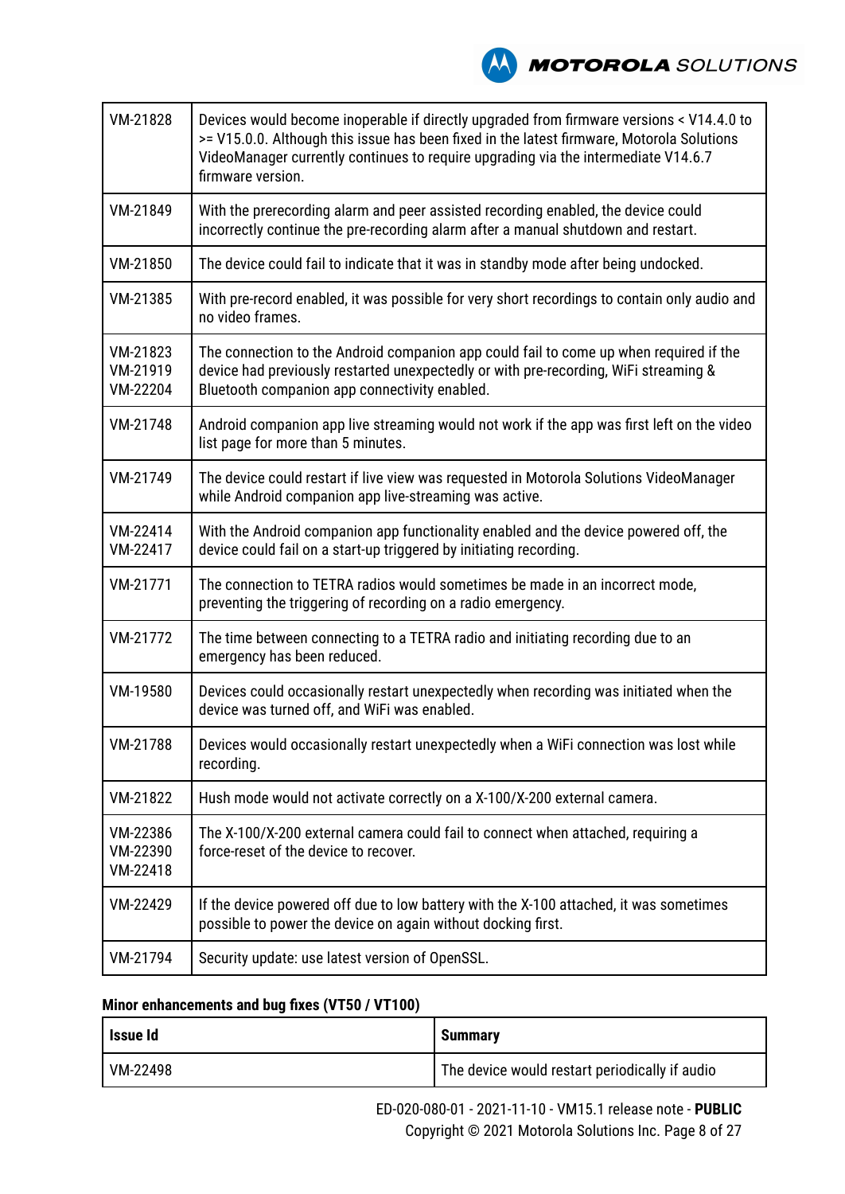| | |
|---|---|
| VM-21828 | Devices would become inoperable if directly upgraded from firmware versions < V14.4.0 to >= V15.0.0. Although this issue has been fixed in the latest firmware, Motorola Solutions VideoManager currently continues to require upgrading via the intermediate V14.6.7 firmware version. |
| VM-21849 | With the prerecording alarm and peer assisted recording enabled, the device could incorrectly continue the pre-recording alarm after a manual shutdown and restart. |
| VM-21850 | The device could fail to indicate that it was in standby mode after being undocked. |
| VM-21385 | With pre-record enabled, it was possible for very short recordings to contain only audio and no video frames. |
| VM-21823<br>VM-21919<br>VM-22204 | The connection to the Android companion app could fail to come up when required if the device had previously restarted unexpectedly or with pre-recording, WiFi streaming & Bluetooth companion app connectivity enabled. |
| VM-21748 | Android companion app live streaming would not work if the app was first left on the video list page for more than 5 minutes. |
| VM-21749 | The device could restart if live view was requested in Motorola Solutions VideoManager while Android companion app live-streaming was active. |
| VM-22414<br>VM-22417 | With the Android companion app functionality enabled and the device powered off, the device could fail on a start-up triggered by initiating recording. |
| VM-21771 | The connection to TETRA radios would sometimes be made in an incorrect mode, preventing the triggering of recording on a radio emergency. |
| VM-21772 | The time between connecting to a TETRA radio and initiating recording due to an emergency has been reduced. |
| VM-19580 | Devices could occasionally restart unexpectedly when recording was initiated when the device was turned off, and WiFi was enabled. |
| VM-21788 | Devices would occasionally restart unexpectedly when a WiFi connection was lost while recording. |
| VM-21822 | Hush mode would not activate correctly on a X-100/X-200 external camera. |
| VM-22386<br>VM-22390<br>VM-22418 | The X-100/X-200 external camera could fail to connect when attached, requiring a force-reset of the device to recover. |
| VM-22429 | If the device powered off due to low battery with the X-100 attached, it was sometimes possible to power the device on again without docking first. |
| VM-21794 | Security update: use latest version of OpenSSL. |

**Minor enhancements and bug fixes (VT50 / VT100)**

| Issue Id | Summary |
|---|---|
| VM-22498 | The device would restart periodically if audio |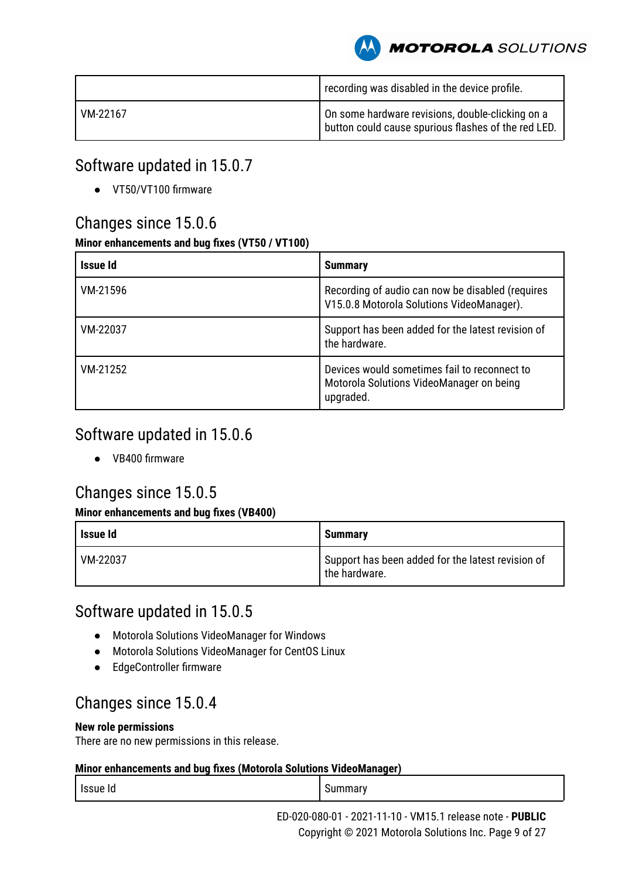| | |
|---|---|
| | recording was disabled in the device profile. |
| VM-22167 | On some hardware revisions, double-clicking on a button could cause spurious flashes of the red LED. |

## Software updated in 15.0.7

- VT50/VT100 firmware

## Changes since 15.0.6

**Minor enhancements and bug fixes (VT50 / VT100)**

| Issue Id | Summary |
|---|---|
| VM-21596 | Recording of audio can now be disabled (requires V15.0.8 Motorola Solutions VideoManager). |
| VM-22037 | Support has been added for the latest revision of the hardware. |
| VM-21252 | Devices would sometimes fail to reconnect to Motorola Solutions VideoManager on being upgraded. |

## Software updated in 15.0.6

- VB400 firmware

## Changes since 15.0.5

**Minor enhancements and bug fixes (VB400)**

| Issue Id | Summary |
|---|---|
| VM-22037 | Support has been added for the latest revision of the hardware. |

## Software updated in 15.0.5

- Motorola Solutions VideoManager for Windows
- Motorola Solutions VideoManager for CentOS Linux
- EdgeController firmware

## Changes since 15.0.4

**New role permissions**

There are no new permissions in this release.

**Minor enhancements and bug fixes (Motorola Solutions VideoManager)**

| Issue Id | Summary |
|---|---|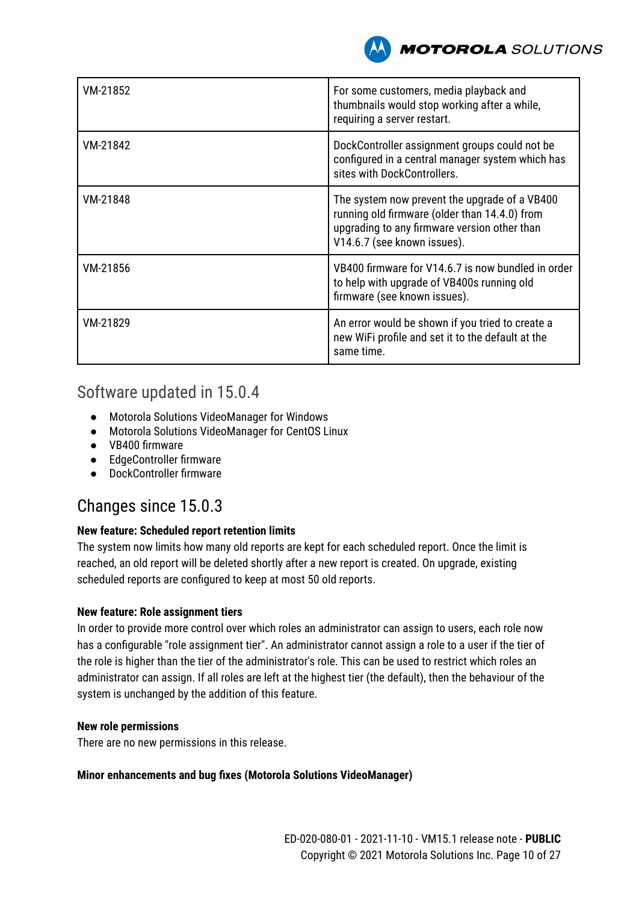| | |
|---|---|
| VM-21852 | For some customers, media playback and thumbnails would stop working after a while, requiring a server restart. |
| VM-21842 | DockController assignment groups could not be configured in a central manager system which has sites with DockControllers. |
| VM-21848 | The system now prevent the upgrade of a VB400 running old firmware (older than 14.4.0) from upgrading to any firmware version other than V14.6.7 (see known issues). |
| VM-21856 | VB400 firmware for V14.6.7 is now bundled in order to help with upgrade of VB400s running old firmware (see known issues). |
| VM-21829 | An error would be shown if you tried to create a new WiFi profile and set it to the default at the same time. |

## Software updated in 15.0.4

- Motorola Solutions VideoManager for Windows
- Motorola Solutions VideoManager for CentOS Linux
- VB400 firmware
- EdgeController firmware
- DockController firmware

## Changes since 15.0.3

**New feature: Scheduled report retention limits**

The system now limits how many old reports are kept for each scheduled report. Once the limit is reached, an old report will be deleted shortly after a new report is created. On upgrade, existing scheduled reports are configured to keep at most 50 old reports.

**New feature: Role assignment tiers**

In order to provide more control over which roles an administrator can assign to users, each role now has a configurable "role assignment tier". An administrator cannot assign a role to a user if the tier of the role is higher than the tier of the administrator's role. This can be used to restrict which roles an administrator can assign. If all roles are left at the highest tier (the default), then the behaviour of the system is unchanged by the addition of this feature.

**New role permissions**

There are no new permissions in this release.

**Minor enhancements and bug fixes (Motorola Solutions VideoManager)**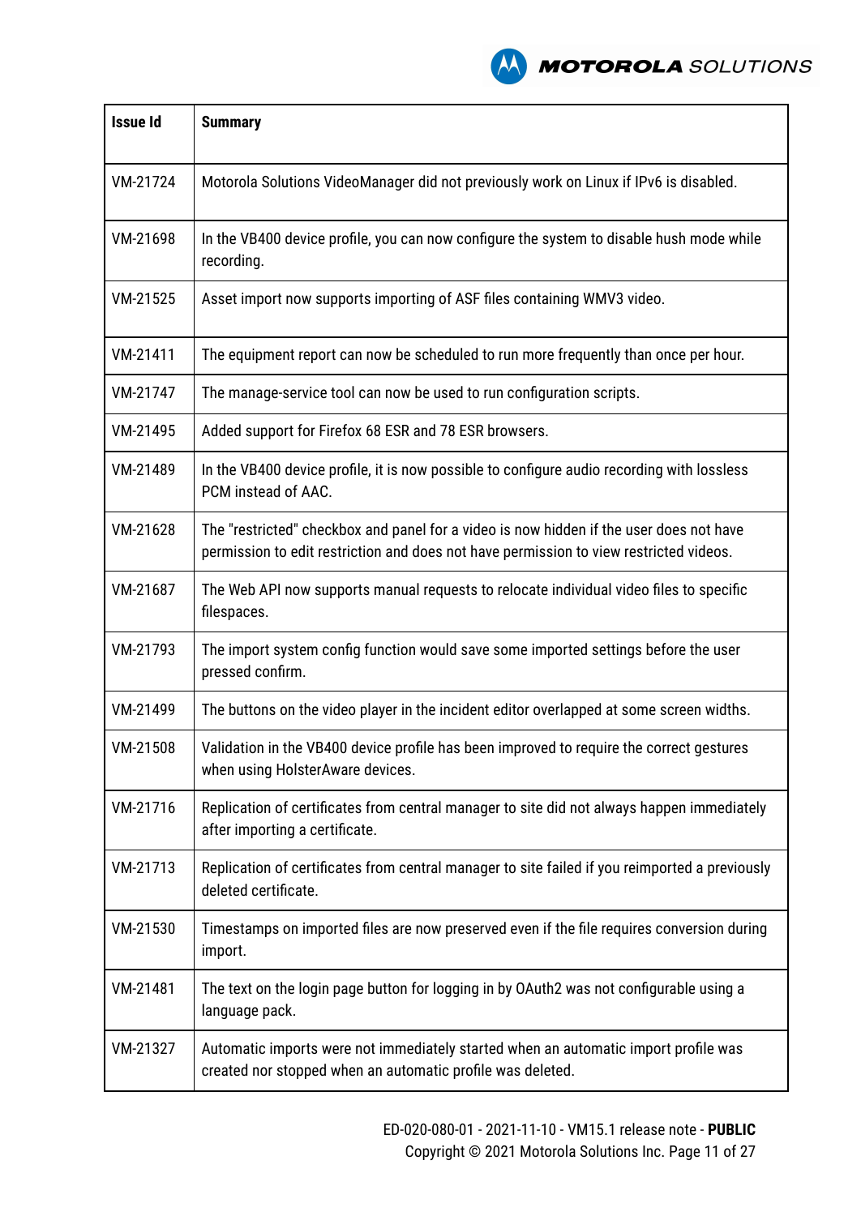| Issue Id | Summary |
|---|---|
| VM-21724 | Motorola Solutions VideoManager did not previously work on Linux if IPv6 is disabled. |
| VM-21698 | In the VB400 device profile, you can now configure the system to disable hush mode while recording. |
| VM-21525 | Asset import now supports importing of ASF files containing WMV3 video. |
| VM-21411 | The equipment report can now be scheduled to run more frequently than once per hour. |
| VM-21747 | The manage-service tool can now be used to run configuration scripts. |
| VM-21495 | Added support for Firefox 68 ESR and 78 ESR browsers. |
| VM-21489 | In the VB400 device profile, it is now possible to configure audio recording with lossless PCM instead of AAC. |
| VM-21628 | The "restricted" checkbox and panel for a video is now hidden if the user does not have permission to edit restriction and does not have permission to view restricted videos. |
| VM-21687 | The Web API now supports manual requests to relocate individual video files to specific filespaces. |
| VM-21793 | The import system config function would save some imported settings before the user pressed confirm. |
| VM-21499 | The buttons on the video player in the incident editor overlapped at some screen widths. |
| VM-21508 | Validation in the VB400 device profile has been improved to require the correct gestures when using HolsterAware devices. |
| VM-21716 | Replication of certificates from central manager to site did not always happen immediately after importing a certificate. |
| VM-21713 | Replication of certificates from central manager to site failed if you reimported a previously deleted certificate. |
| VM-21530 | Timestamps on imported files are now preserved even if the file requires conversion during import. |
| VM-21481 | The text on the login page button for logging in by OAuth2 was not configurable using a language pack. |
| VM-21327 | Automatic imports were not immediately started when an automatic import profile was created nor stopped when an automatic profile was deleted. |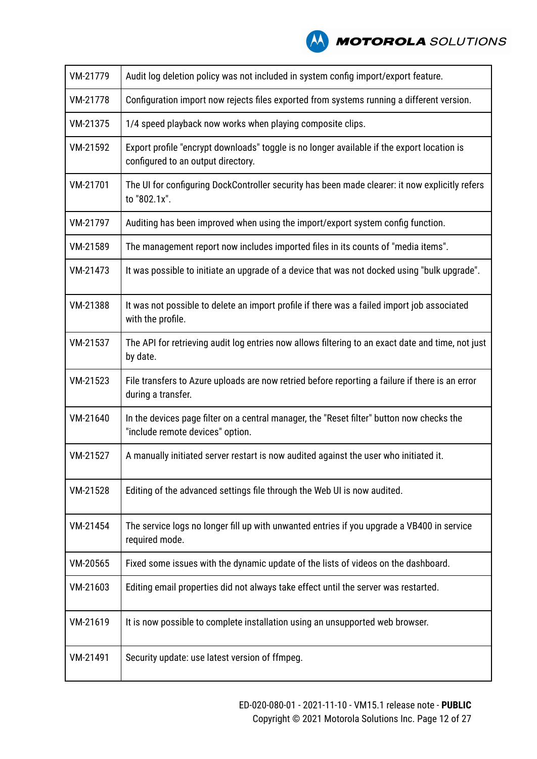| | |
|---|---|
| VM-21779 | Audit log deletion policy was not included in system config import/export feature. |
| VM-21778 | Configuration import now rejects files exported from systems running a different version. |
| VM-21375 | 1/4 speed playback now works when playing composite clips. |
| VM-21592 | Export profile "encrypt downloads" toggle is no longer available if the export location is configured to an output directory. |
| VM-21701 | The UI for configuring DockController security has been made clearer: it now explicitly refers to "802.1x". |
| VM-21797 | Auditing has been improved when using the import/export system config function. |
| VM-21589 | The management report now includes imported files in its counts of "media items". |
| VM-21473 | It was possible to initiate an upgrade of a device that was not docked using "bulk upgrade". |
| VM-21388 | It was not possible to delete an import profile if there was a failed import job associated with the profile. |
| VM-21537 | The API for retrieving audit log entries now allows filtering to an exact date and time, not just by date. |
| VM-21523 | File transfers to Azure uploads are now retried before reporting a failure if there is an error during a transfer. |
| VM-21640 | In the devices page filter on a central manager, the "Reset filter" button now checks the "include remote devices" option. |
| VM-21527 | A manually initiated server restart is now audited against the user who initiated it. |
| VM-21528 | Editing of the advanced settings file through the Web UI is now audited. |
| VM-21454 | The service logs no longer fill up with unwanted entries if you upgrade a VB400 in service required mode. |
| VM-20565 | Fixed some issues with the dynamic update of the lists of videos on the dashboard. |
| VM-21603 | Editing email properties did not always take effect until the server was restarted. |
| VM-21619 | It is now possible to complete installation using an unsupported web browser. |
| VM-21491 | Security update: use latest version of ffmpeg. |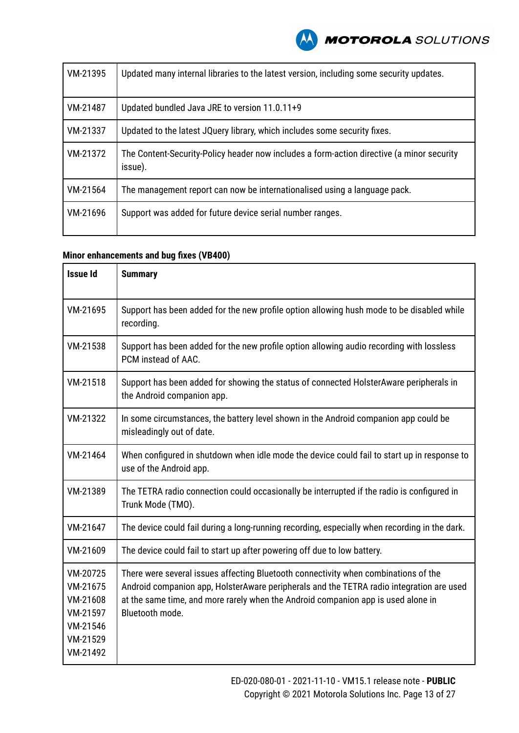| | |
|---|---|
| VM-21395 | Updated many internal libraries to the latest version, including some security updates. |
| VM-21487 | Updated bundled Java JRE to version 11.0.11+9 |
| VM-21337 | Updated to the latest JQuery library, which includes some security fixes. |
| VM-21372 | The Content-Security-Policy header now includes a form-action directive (a minor security issue). |
| VM-21564 | The management report can now be internationalised using a language pack. |
| VM-21696 | Support was added for future device serial number ranges. |

**Minor enhancements and bug fixes (VB400)**

| Issue Id | Summary |
|---|---|
| VM-21695 | Support has been added for the new profile option allowing hush mode to be disabled while recording. |
| VM-21538 | Support has been added for the new profile option allowing audio recording with lossless PCM instead of AAC. |
| VM-21518 | Support has been added for showing the status of connected HolsterAware peripherals in the Android companion app. |
| VM-21322 | In some circumstances, the battery level shown in the Android companion app could be misleadingly out of date. |
| VM-21464 | When configured in shutdown when idle mode the device could fail to start up in response to use of the Android app. |
| VM-21389 | The TETRA radio connection could occasionally be interrupted if the radio is configured in Trunk Mode (TMO). |
| VM-21647 | The device could fail during a long-running recording, especially when recording in the dark. |
| VM-21609 | The device could fail to start up after powering off due to low battery. |
| VM-20725<br>VM-21675<br>VM-21608<br>VM-21597<br>VM-21546<br>VM-21529<br>VM-21492 | There were several issues affecting Bluetooth connectivity when combinations of the Android companion app, HolsterAware peripherals and the TETRA radio integration are used at the same time, and more rarely when the Android companion app is used alone in Bluetooth mode. |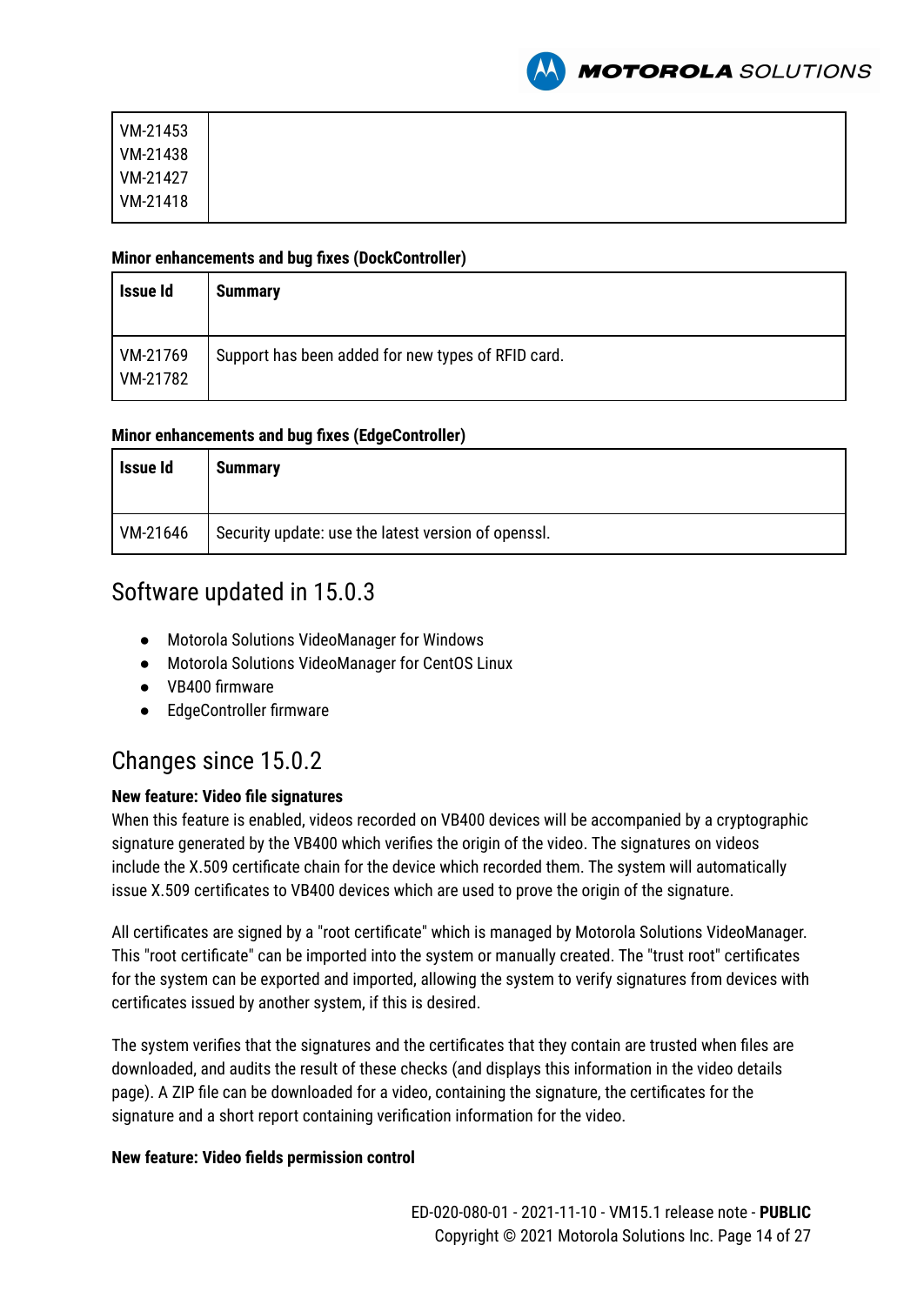| | |
|---|---|
| VM-21453<br>VM-21438<br>VM-21427<br>VM-21418 | |

**Minor enhancements and bug fixes (DockController)**

| Issue Id | Summary |
|---|---|
| VM-21769<br>VM-21782 | Support has been added for new types of RFID card. |

**Minor enhancements and bug fixes (EdgeController)**

| Issue Id | Summary |
|---|---|
| VM-21646 | Security update: use the latest version of openssl. |

## Software updated in 15.0.3

- Motorola Solutions VideoManager for Windows
- Motorola Solutions VideoManager for CentOS Linux
- VB400 firmware
- EdgeController firmware

## Changes since 15.0.2

**New feature: Video file signatures**

When this feature is enabled, videos recorded on VB400 devices will be accompanied by a cryptographic signature generated by the VB400 which verifies the origin of the video. The signatures on videos include the X.509 certificate chain for the device which recorded them. The system will automatically issue X.509 certificates to VB400 devices which are used to prove the origin of the signature.

All certificates are signed by a "root certificate" which is managed by Motorola Solutions VideoManager. This "root certificate" can be imported into the system or manually created. The "trust root" certificates for the system can be exported and imported, allowing the system to verify signatures from devices with certificates issued by another system, if this is desired.

The system verifies that the signatures and the certificates that they contain are trusted when files are downloaded, and audits the result of these checks (and displays this information in the video details page). A ZIP file can be downloaded for a video, containing the signature, the certificates for the signature and a short report containing verification information for the video.

**New feature: Video fields permission control**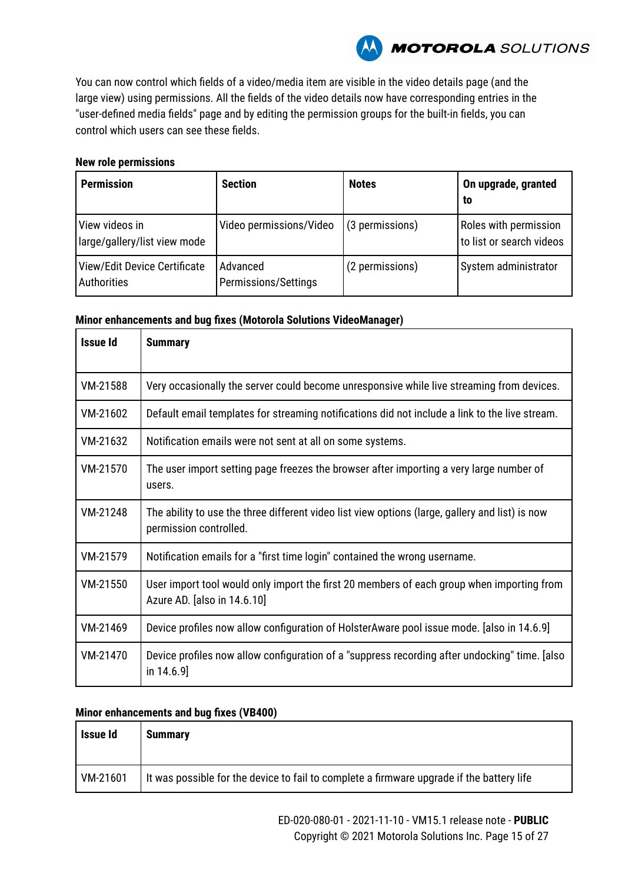You can now control which fields of a video/media item are visible in the video details page (and the large view) using permissions. All the fields of the video details now have corresponding entries in the "user-defined media fields" page and by editing the permission groups for the built-in fields, you can control which users can see these fields.

**New role permissions**

| Permission | Section | Notes | On upgrade, granted to |
|---|---|---|---|
| View videos in large/gallery/list view mode | Video permissions/Video | (3 permissions) | Roles with permission to list or search videos |
| View/Edit Device Certificate Authorities | Advanced Permissions/Settings | (2 permissions) | System administrator |

**Minor enhancements and bug fixes (Motorola Solutions VideoManager)**

| Issue Id | Summary |
|---|---|
| VM-21588 | Very occasionally the server could become unresponsive while live streaming from devices. |
| VM-21602 | Default email templates for streaming notifications did not include a link to the live stream. |
| VM-21632 | Notification emails were not sent at all on some systems. |
| VM-21570 | The user import setting page freezes the browser after importing a very large number of users. |
| VM-21248 | The ability to use the three different video list view options (large, gallery and list) is now permission controlled. |
| VM-21579 | Notification emails for a "first time login" contained the wrong username. |
| VM-21550 | User import tool would only import the first 20 members of each group when importing from Azure AD. [also in 14.6.10] |
| VM-21469 | Device profiles now allow configuration of HolsterAware pool issue mode. [also in 14.6.9] |
| VM-21470 | Device profiles now allow configuration of a "suppress recording after undocking" time. [also in 14.6.9] |

**Minor enhancements and bug fixes (VB400)**

| Issue Id | Summary |
|---|---|
| VM-21601 | It was possible for the device to fail to complete a firmware upgrade if the battery life |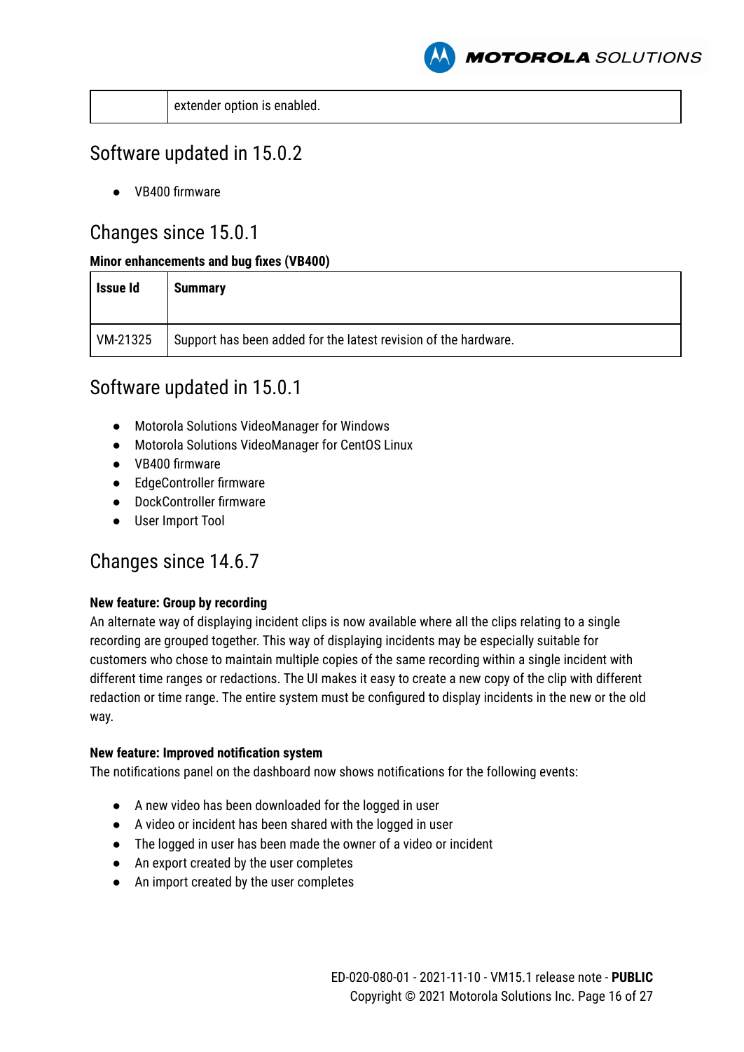| | extender option is enabled. |
|---|---|

## Software updated in 15.0.2

- VB400 firmware

## Changes since 15.0.1

**Minor enhancements and bug fixes (VB400)**

| Issue Id | Summary |
|---|---|
| VM-21325 | Support has been added for the latest revision of the hardware. |

## Software updated in 15.0.1

- Motorola Solutions VideoManager for Windows
- Motorola Solutions VideoManager for CentOS Linux
- VB400 firmware
- EdgeController firmware
- DockController firmware
- User Import Tool

## Changes since 14.6.7

**New feature: Group by recording**

An alternate way of displaying incident clips is now available where all the clips relating to a single recording are grouped together. This way of displaying incidents may be especially suitable for customers who chose to maintain multiple copies of the same recording within a single incident with different time ranges or redactions. The UI makes it easy to create a new copy of the clip with different redaction or time range. The entire system must be configured to display incidents in the new or the old way.

**New feature: Improved notification system**

The notifications panel on the dashboard now shows notifications for the following events:

- A new video has been downloaded for the logged in user
- A video or incident has been shared with the logged in user
- The logged in user has been made the owner of a video or incident
- An export created by the user completes
- An import created by the user completes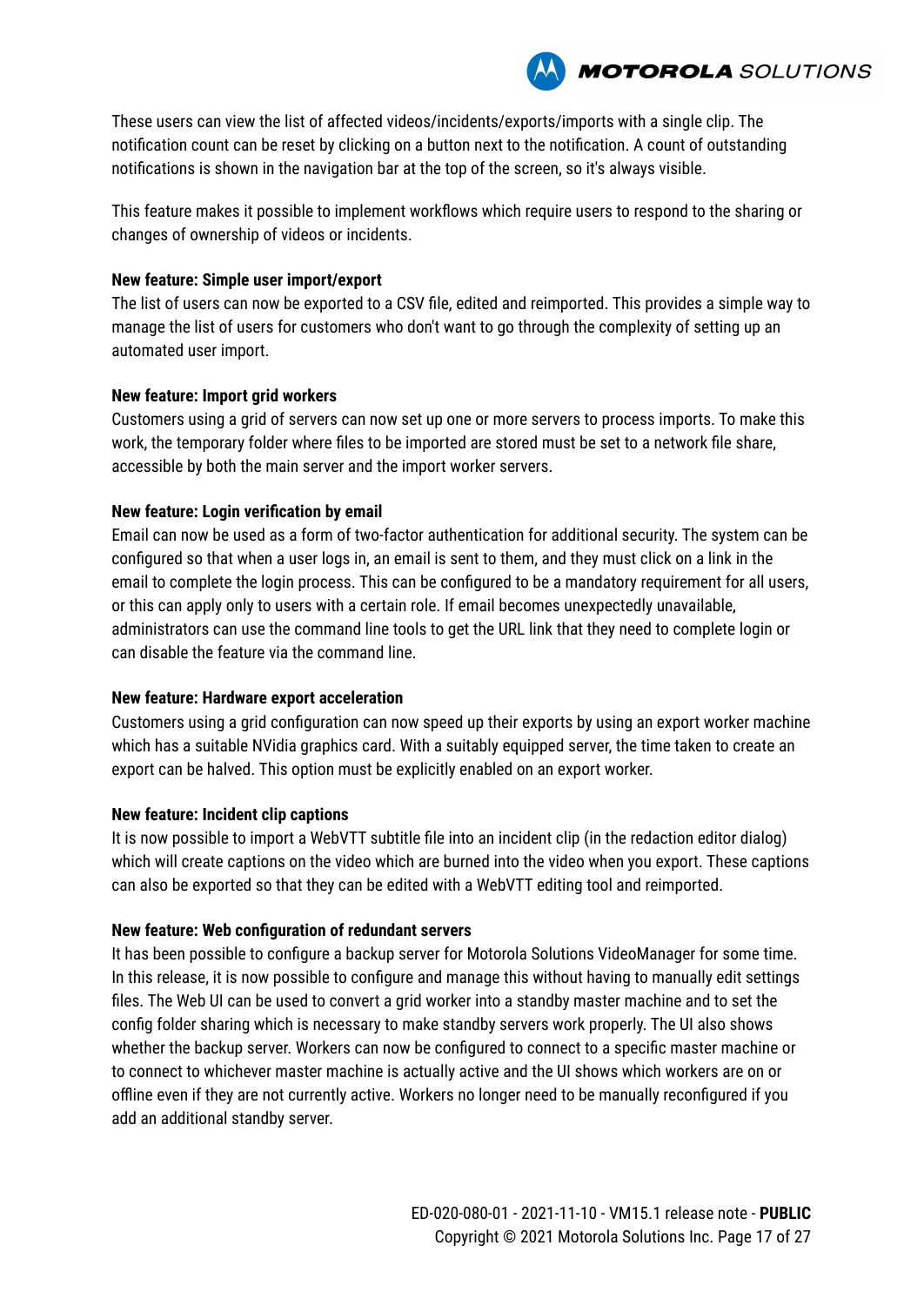These users can view the list of affected videos/incidents/exports/imports with a single clip. The notification count can be reset by clicking on a button next to the notification. A count of outstanding notifications is shown in the navigation bar at the top of the screen, so it's always visible.

This feature makes it possible to implement workflows which require users to respond to the sharing or changes of ownership of videos or incidents.

**New feature: Simple user import/export**

The list of users can now be exported to a CSV file, edited and reimported. This provides a simple way to manage the list of users for customers who don't want to go through the complexity of setting up an automated user import.

**New feature: Import grid workers**

Customers using a grid of servers can now set up one or more servers to process imports. To make this work, the temporary folder where files to be imported are stored must be set to a network file share, accessible by both the main server and the import worker servers.

**New feature: Login verification by email**

Email can now be used as a form of two-factor authentication for additional security. The system can be configured so that when a user logs in, an email is sent to them, and they must click on a link in the email to complete the login process. This can be configured to be a mandatory requirement for all users, or this can apply only to users with a certain role. If email becomes unexpectedly unavailable, administrators can use the command line tools to get the URL link that they need to complete login or can disable the feature via the command line.

**New feature: Hardware export acceleration**

Customers using a grid configuration can now speed up their exports by using an export worker machine which has a suitable NVidia graphics card. With a suitably equipped server, the time taken to create an export can be halved. This option must be explicitly enabled on an export worker.

**New feature: Incident clip captions**

It is now possible to import a WebVTT subtitle file into an incident clip (in the redaction editor dialog) which will create captions on the video which are burned into the video when you export. These captions can also be exported so that they can be edited with a WebVTT editing tool and reimported.

**New feature: Web configuration of redundant servers**

It has been possible to configure a backup server for Motorola Solutions VideoManager for some time. In this release, it is now possible to configure and manage this without having to manually edit settings files. The Web UI can be used to convert a grid worker into a standby master machine and to set the config folder sharing which is necessary to make standby servers work properly. The UI also shows whether the backup server. Workers can now be configured to connect to a specific master machine or to connect to whichever master machine is actually active and the UI shows which workers are on or offline even if they are not currently active. Workers no longer need to be manually reconfigured if you add an additional standby server.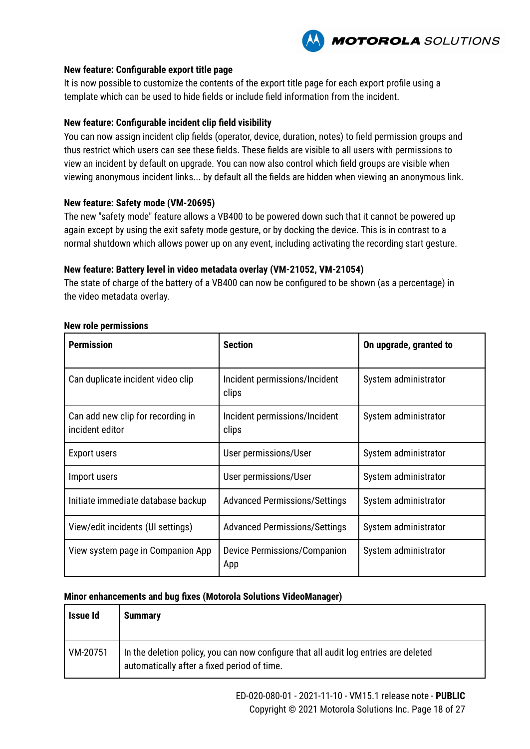### New feature: Configurable export title page

It is now possible to customize the contents of the export title page for each export profile using a template which can be used to hide fields or include field information from the incident.

### New feature: Configurable incident clip field visibility

You can now assign incident clip fields (operator, device, duration, notes) to field permission groups and thus restrict which users can see these fields. These fields are visible to all users with permissions to view an incident by default on upgrade. You can now also control which field groups are visible when viewing anonymous incident links... by default all the fields are hidden when viewing an anonymous link.

### New feature: Safety mode (VM-20695)

The new "safety mode" feature allows a VB400 to be powered down such that it cannot be powered up again except by using the exit safety mode gesture, or by docking the device. This is in contrast to a normal shutdown which allows power up on any event, including activating the recording start gesture.

### New feature: Battery level in video metadata overlay (VM-21052, VM-21054)

The state of charge of the battery of a VB400 can now be configured to be shown (as a percentage) in the video metadata overlay.

### New role permissions

| Permission | Section | On upgrade, granted to |
|---|---|---|
| Can duplicate incident video clip | Incident permissions/Incident clips | System administrator |
| Can add new clip for recording in incident editor | Incident permissions/Incident clips | System administrator |
| Export users | User permissions/User | System administrator |
| Import users | User permissions/User | System administrator |
| Initiate immediate database backup | Advanced Permissions/Settings | System administrator |
| View/edit incidents (UI settings) | Advanced Permissions/Settings | System administrator |
| View system page in Companion App | Device Permissions/Companion App | System administrator |

### Minor enhancements and bug fixes (Motorola Solutions VideoManager)

| Issue Id | Summary |
|---|---|
| VM-20751 | In the deletion policy, you can now configure that all audit log entries are deleted automatically after a fixed period of time. |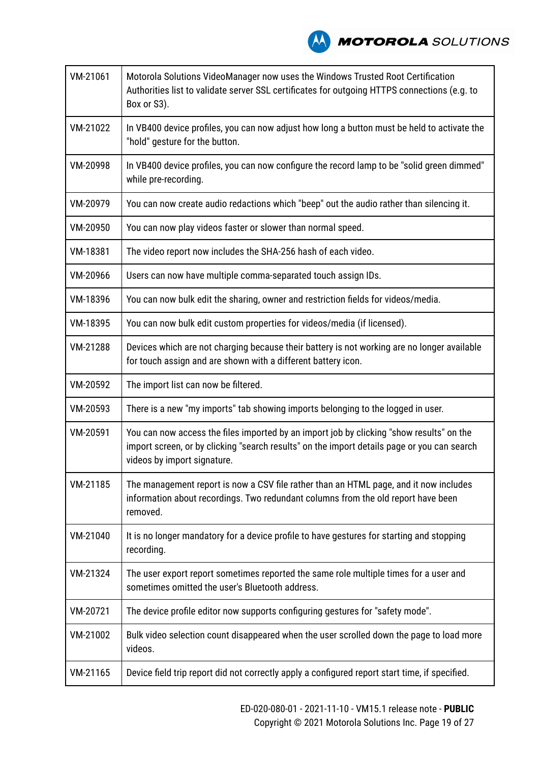| | |
|---|---|
| VM-21061 | Motorola Solutions VideoManager now uses the Windows Trusted Root Certification Authorities list to validate server SSL certificates for outgoing HTTPS connections (e.g. to Box or S3). |
| VM-21022 | In VB400 device profiles, you can now adjust how long a button must be held to activate the "hold" gesture for the button. |
| VM-20998 | In VB400 device profiles, you can now configure the record lamp to be "solid green dimmed" while pre-recording. |
| VM-20979 | You can now create audio redactions which "beep" out the audio rather than silencing it. |
| VM-20950 | You can now play videos faster or slower than normal speed. |
| VM-18381 | The video report now includes the SHA-256 hash of each video. |
| VM-20966 | Users can now have multiple comma-separated touch assign IDs. |
| VM-18396 | You can now bulk edit the sharing, owner and restriction fields for videos/media. |
| VM-18395 | You can now bulk edit custom properties for videos/media (if licensed). |
| VM-21288 | Devices which are not charging because their battery is not working are no longer available for touch assign and are shown with a different battery icon. |
| VM-20592 | The import list can now be filtered. |
| VM-20593 | There is a new "my imports" tab showing imports belonging to the logged in user. |
| VM-20591 | You can now access the files imported by an import job by clicking "show results" on the import screen, or by clicking "search results" on the import details page or you can search videos by import signature. |
| VM-21185 | The management report is now a CSV file rather than an HTML page, and it now includes information about recordings. Two redundant columns from the old report have been removed. |
| VM-21040 | It is no longer mandatory for a device profile to have gestures for starting and stopping recording. |
| VM-21324 | The user export report sometimes reported the same role multiple times for a user and sometimes omitted the user's Bluetooth address. |
| VM-20721 | The device profile editor now supports configuring gestures for "safety mode". |
| VM-21002 | Bulk video selection count disappeared when the user scrolled down the page to load more videos. |
| VM-21165 | Device field trip report did not correctly apply a configured report start time, if specified. |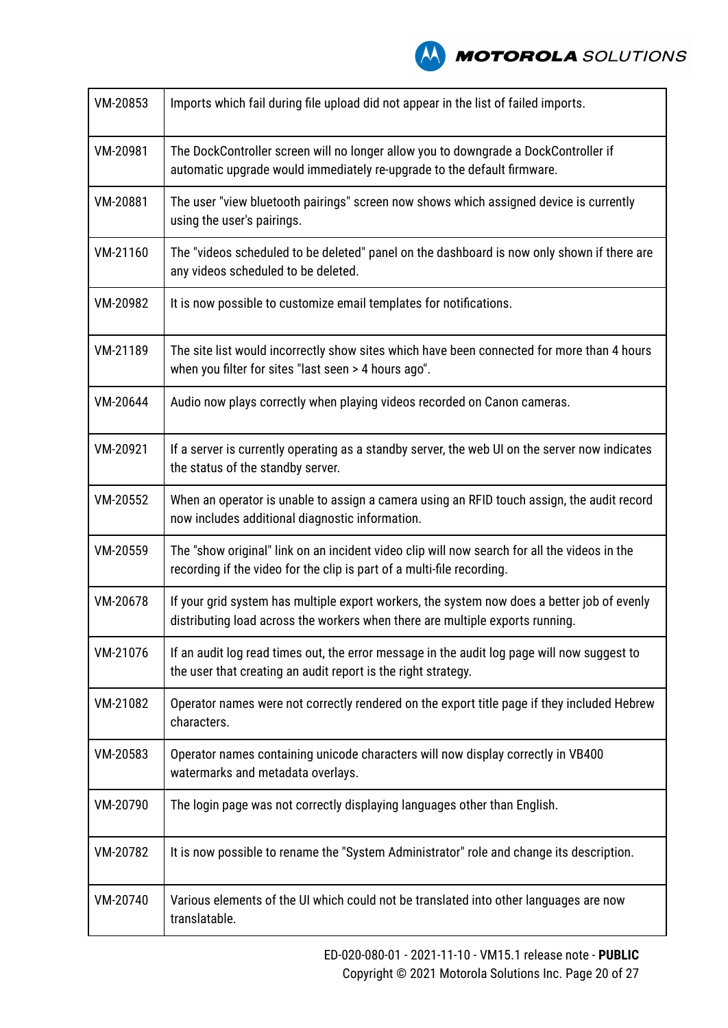| | |
|---|---|
| VM-20853 | Imports which fail during file upload did not appear in the list of failed imports. |
| VM-20981 | The DockController screen will no longer allow you to downgrade a DockController if automatic upgrade would immediately re-upgrade to the default firmware. |
| VM-20881 | The user "view bluetooth pairings" screen now shows which assigned device is currently using the user's pairings. |
| VM-21160 | The "videos scheduled to be deleted" panel on the dashboard is now only shown if there are any videos scheduled to be deleted. |
| VM-20982 | It is now possible to customize email templates for notifications. |
| VM-21189 | The site list would incorrectly show sites which have been connected for more than 4 hours when you filter for sites "last seen > 4 hours ago". |
| VM-20644 | Audio now plays correctly when playing videos recorded on Canon cameras. |
| VM-20921 | If a server is currently operating as a standby server, the web UI on the server now indicates the status of the standby server. |
| VM-20552 | When an operator is unable to assign a camera using an RFID touch assign, the audit record now includes additional diagnostic information. |
| VM-20559 | The "show original" link on an incident video clip will now search for all the videos in the recording if the video for the clip is part of a multi-file recording. |
| VM-20678 | If your grid system has multiple export workers, the system now does a better job of evenly distributing load across the workers when there are multiple exports running. |
| VM-21076 | If an audit log read times out, the error message in the audit log page will now suggest to the user that creating an audit report is the right strategy. |
| VM-21082 | Operator names were not correctly rendered on the export title page if they included Hebrew characters. |
| VM-20583 | Operator names containing unicode characters will now display correctly in VB400 watermarks and metadata overlays. |
| VM-20790 | The login page was not correctly displaying languages other than English. |
| VM-20782 | It is now possible to rename the "System Administrator" role and change its description. |
| VM-20740 | Various elements of the UI which could not be translated into other languages are now translatable. |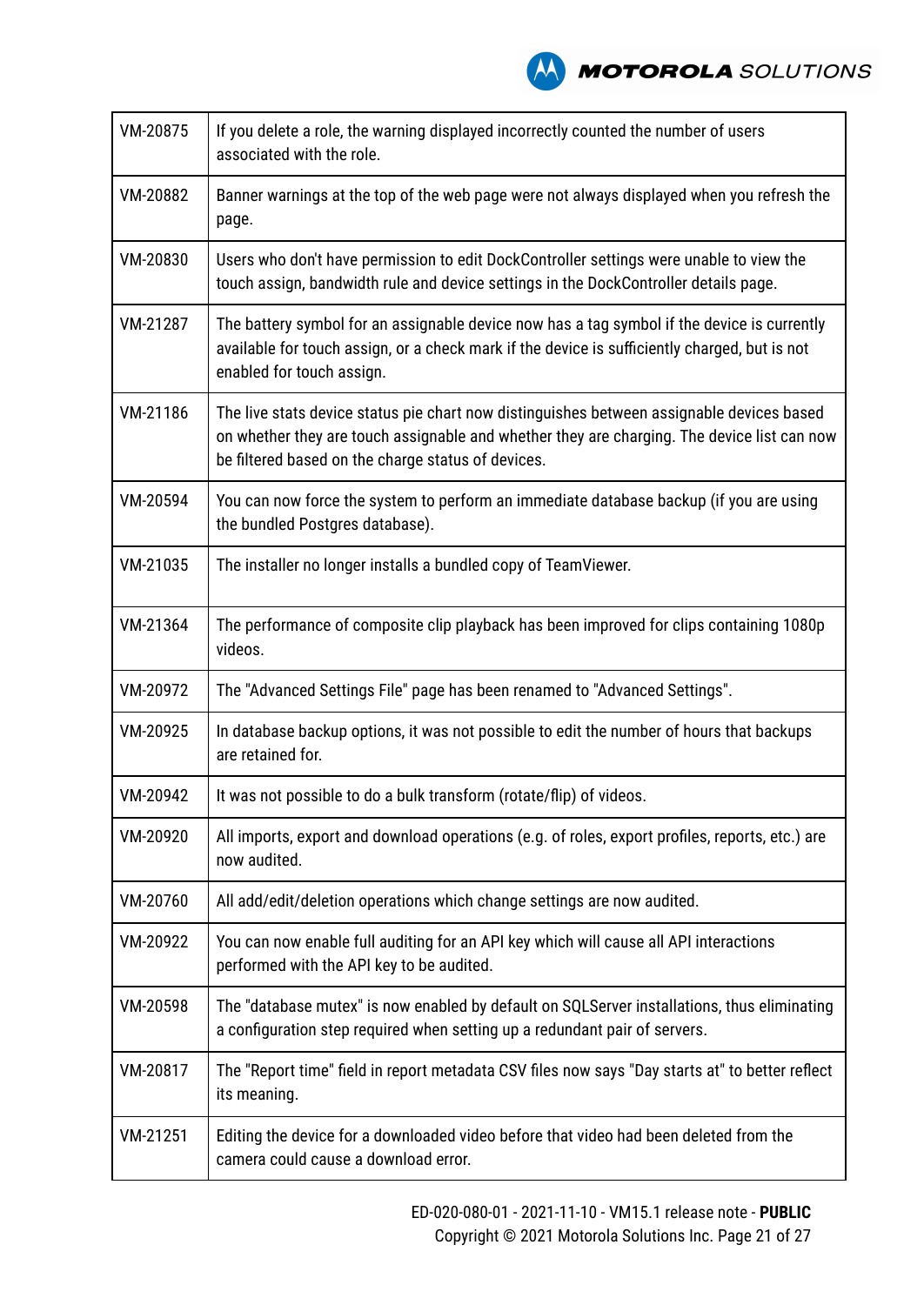| | |
|---|---|
| VM-20875 | If you delete a role, the warning displayed incorrectly counted the number of users associated with the role. |
| VM-20882 | Banner warnings at the top of the web page were not always displayed when you refresh the page. |
| VM-20830 | Users who don't have permission to edit DockController settings were unable to view the touch assign, bandwidth rule and device settings in the DockController details page. |
| VM-21287 | The battery symbol for an assignable device now has a tag symbol if the device is currently available for touch assign, or a check mark if the device is sufficiently charged, but is not enabled for touch assign. |
| VM-21186 | The live stats device status pie chart now distinguishes between assignable devices based on whether they are touch assignable and whether they are charging. The device list can now be filtered based on the charge status of devices. |
| VM-20594 | You can now force the system to perform an immediate database backup (if you are using the bundled Postgres database). |
| VM-21035 | The installer no longer installs a bundled copy of TeamViewer. |
| VM-21364 | The performance of composite clip playback has been improved for clips containing 1080p videos. |
| VM-20972 | The "Advanced Settings File" page has been renamed to "Advanced Settings". |
| VM-20925 | In database backup options, it was not possible to edit the number of hours that backups are retained for. |
| VM-20942 | It was not possible to do a bulk transform (rotate/flip) of videos. |
| VM-20920 | All imports, export and download operations (e.g. of roles, export profiles, reports, etc.) are now audited. |
| VM-20760 | All add/edit/deletion operations which change settings are now audited. |
| VM-20922 | You can now enable full auditing for an API key which will cause all API interactions performed with the API key to be audited. |
| VM-20598 | The "database mutex" is now enabled by default on SQLServer installations, thus eliminating a configuration step required when setting up a redundant pair of servers. |
| VM-20817 | The "Report time" field in report metadata CSV files now says "Day starts at" to better reflect its meaning. |
| VM-21251 | Editing the device for a downloaded video before that video had been deleted from the camera could cause a download error. |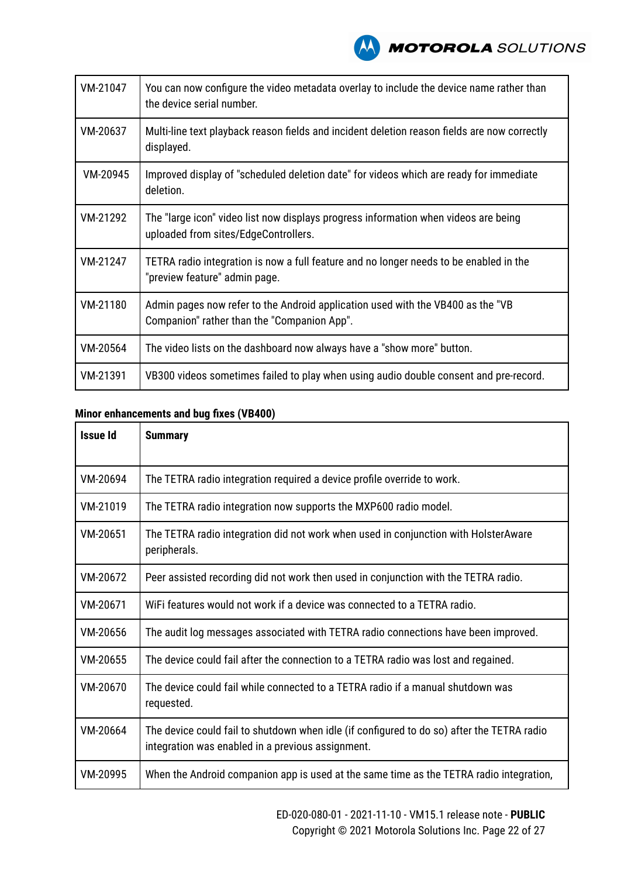| | |
|---|---|
| VM-21047 | You can now configure the video metadata overlay to include the device name rather than the device serial number. |
| VM-20637 | Multi-line text playback reason fields and incident deletion reason fields are now correctly displayed. |
| VM-20945 | Improved display of "scheduled deletion date" for videos which are ready for immediate deletion. |
| VM-21292 | The "large icon" video list now displays progress information when videos are being uploaded from sites/EdgeControllers. |
| VM-21247 | TETRA radio integration is now a full feature and no longer needs to be enabled in the "preview feature" admin page. |
| VM-21180 | Admin pages now refer to the Android application used with the VB400 as the "VB Companion" rather than the "Companion App". |
| VM-20564 | The video lists on the dashboard now always have a "show more" button. |
| VM-21391 | VB300 videos sometimes failed to play when using audio double consent and pre-record. |

**Minor enhancements and bug fixes (VB400)**

| Issue Id | Summary |
|---|---|
| VM-20694 | The TETRA radio integration required a device profile override to work. |
| VM-21019 | The TETRA radio integration now supports the MXP600 radio model. |
| VM-20651 | The TETRA radio integration did not work when used in conjunction with HolsterAware peripherals. |
| VM-20672 | Peer assisted recording did not work then used in conjunction with the TETRA radio. |
| VM-20671 | WiFi features would not work if a device was connected to a TETRA radio. |
| VM-20656 | The audit log messages associated with TETRA radio connections have been improved. |
| VM-20655 | The device could fail after the connection to a TETRA radio was lost and regained. |
| VM-20670 | The device could fail while connected to a TETRA radio if a manual shutdown was requested. |
| VM-20664 | The device could fail to shutdown when idle (if configured to do so) after the TETRA radio integration was enabled in a previous assignment. |
| VM-20995 | When the Android companion app is used at the same time as the TETRA radio integration, |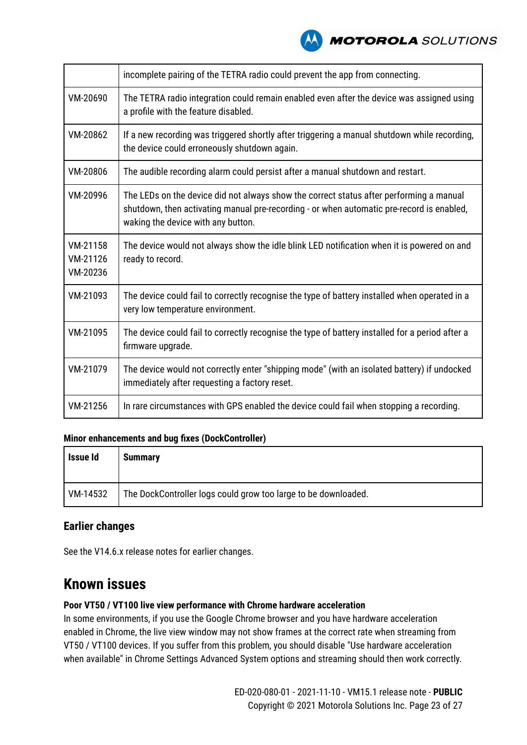| | |
|---|---|
| | incomplete pairing of the TETRA radio could prevent the app from connecting. |
| VM-20690 | The TETRA radio integration could remain enabled even after the device was assigned using a profile with the feature disabled. |
| VM-20862 | If a new recording was triggered shortly after triggering a manual shutdown while recording, the device could erroneously shutdown again. |
| VM-20806 | The audible recording alarm could persist after a manual shutdown and restart. |
| VM-20996 | The LEDs on the device did not always show the correct status after performing a manual shutdown, then activating manual pre-recording - or when automatic pre-record is enabled, waking the device with any button. |
| VM-21158<br>VM-21126<br>VM-20236 | The device would not always show the idle blink LED notification when it is powered on and ready to record. |
| VM-21093 | The device could fail to correctly recognise the type of battery installed when operated in a very low temperature environment. |
| VM-21095 | The device could fail to correctly recognise the type of battery installed for a period after a firmware upgrade. |
| VM-21079 | The device would not correctly enter "shipping mode" (with an isolated battery) if undocked immediately after requesting a factory reset. |
| VM-21256 | In rare circumstances with GPS enabled the device could fail when stopping a recording. |

**Minor enhancements and bug fixes (DockController)**

| Issue Id | Summary |
|---|---|
| VM-14532 | The DockController logs could grow too large to be downloaded. |

### Earlier changes

See the V14.6.x release notes for earlier changes.

## Known issues

**Poor VT50 / VT100 live view performance with Chrome hardware acceleration**

In some environments, if you use the Google Chrome browser and you have hardware acceleration enabled in Chrome, the live view window may not show frames at the correct rate when streaming from VT50 / VT100 devices. If you suffer from this problem, you should disable "Use hardware acceleration when available" in Chrome Settings Advanced System options and streaming should then work correctly.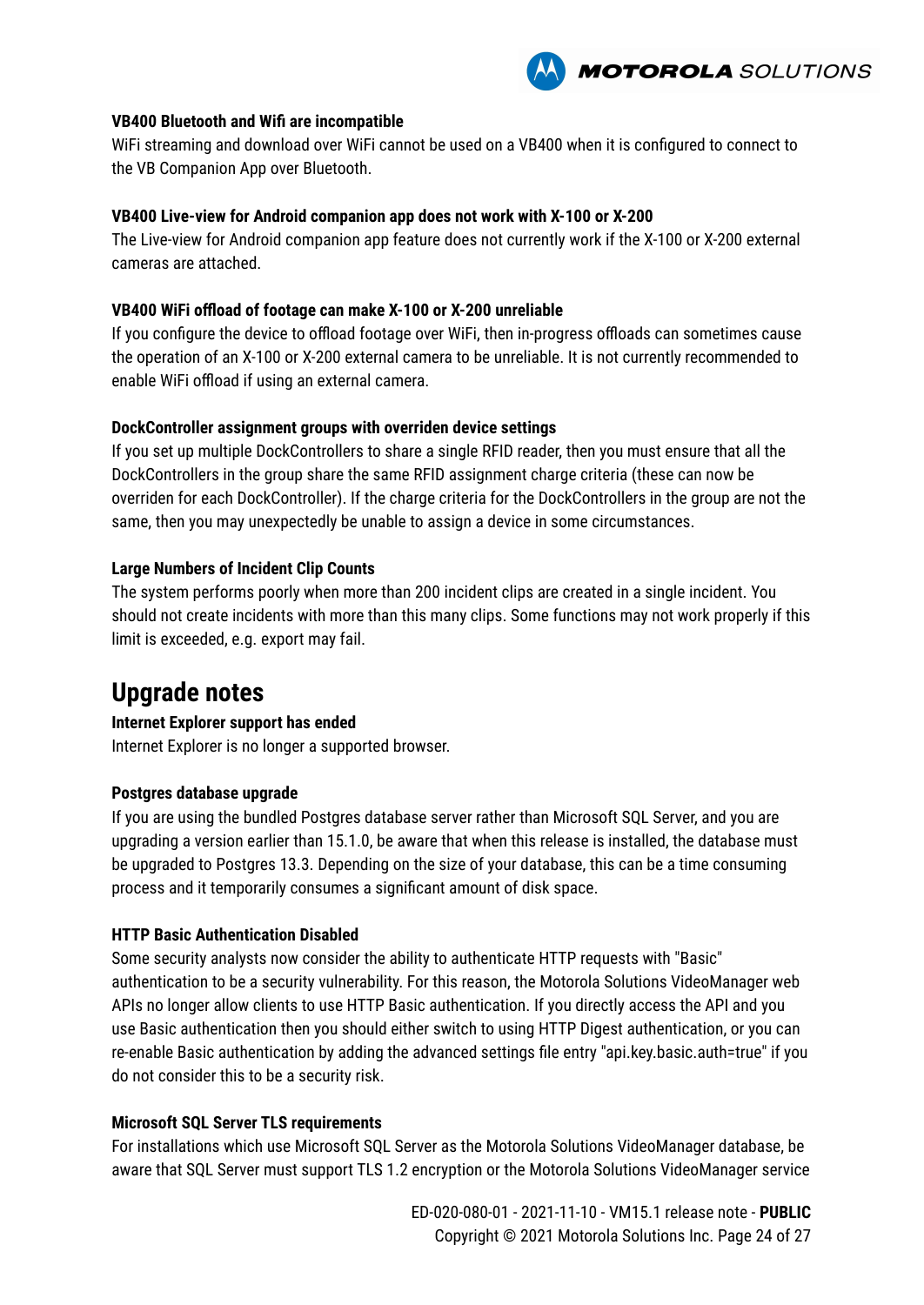#### VB400 Bluetooth and Wifi are incompatible

WiFi streaming and download over WiFi cannot be used on a VB400 when it is configured to connect to the VB Companion App over Bluetooth.

#### VB400 Live-view for Android companion app does not work with X-100 or X-200

The Live-view for Android companion app feature does not currently work if the X-100 or X-200 external cameras are attached.

#### VB400 WiFi offload of footage can make X-100 or X-200 unreliable

If you configure the device to offload footage over WiFi, then in-progress offloads can sometimes cause the operation of an X-100 or X-200 external camera to be unreliable. It is not currently recommended to enable WiFi offload if using an external camera.

#### DockController assignment groups with overriden device settings

If you set up multiple DockControllers to share a single RFID reader, then you must ensure that all the DockControllers in the group share the same RFID assignment charge criteria (these can now be overriden for each DockController). If the charge criteria for the DockControllers in the group are not the same, then you may unexpectedly be unable to assign a device in some circumstances.

#### Large Numbers of Incident Clip Counts

The system performs poorly when more than 200 incident clips are created in a single incident. You should not create incidents with more than this many clips. Some functions may not work properly if this limit is exceeded, e.g. export may fail.

## Upgrade notes

#### Internet Explorer support has ended

Internet Explorer is no longer a supported browser.

#### Postgres database upgrade

If you are using the bundled Postgres database server rather than Microsoft SQL Server, and you are upgrading a version earlier than 15.1.0, be aware that when this release is installed, the database must be upgraded to Postgres 13.3. Depending on the size of your database, this can be a time consuming process and it temporarily consumes a significant amount of disk space.

#### HTTP Basic Authentication Disabled

Some security analysts now consider the ability to authenticate HTTP requests with "Basic" authentication to be a security vulnerability. For this reason, the Motorola Solutions VideoManager web APIs no longer allow clients to use HTTP Basic authentication. If you directly access the API and you use Basic authentication then you should either switch to using HTTP Digest authentication, or you can re-enable Basic authentication by adding the advanced settings file entry "api.key.basic.auth=true" if you do not consider this to be a security risk.

#### Microsoft SQL Server TLS requirements

For installations which use Microsoft SQL Server as the Motorola Solutions VideoManager database, be aware that SQL Server must support TLS 1.2 encryption or the Motorola Solutions VideoManager service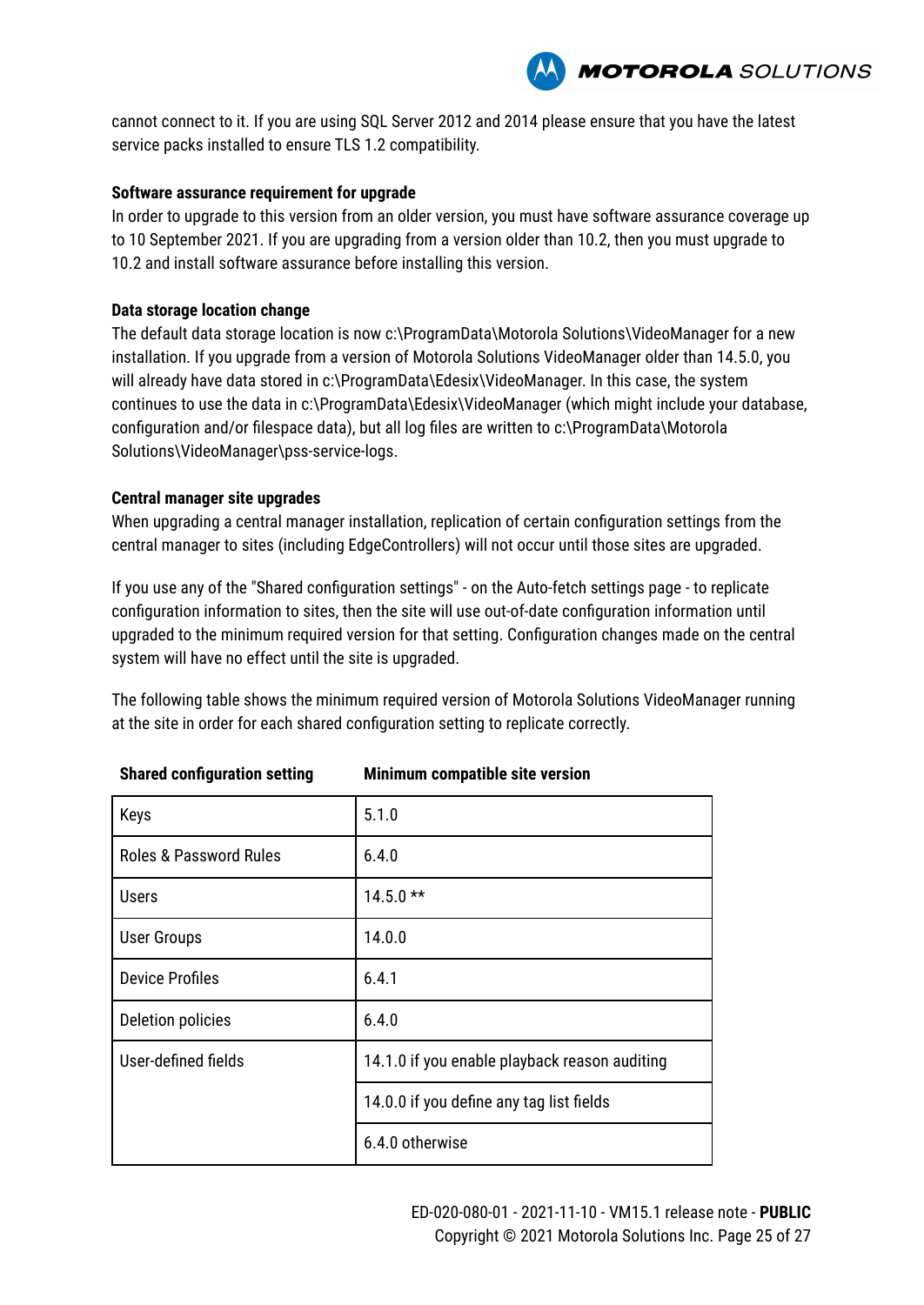cannot connect to it. If you are using SQL Server 2012 and 2014 please ensure that you have the latest service packs installed to ensure TLS 1.2 compatibility.

**Software assurance requirement for upgrade**

In order to upgrade to this version from an older version, you must have software assurance coverage up to 10 September 2021. If you are upgrading from a version older than 10.2, then you must upgrade to 10.2 and install software assurance before installing this version.

**Data storage location change**

The default data storage location is now c:\ProgramData\Motorola Solutions\VideoManager for a new installation. If you upgrade from a version of Motorola Solutions VideoManager older than 14.5.0, you will already have data stored in c:\ProgramData\Edesix\VideoManager. In this case, the system continues to use the data in c:\ProgramData\Edesix\VideoManager (which might include your database, configuration and/or filespace data), but all log files are written to c:\ProgramData\Motorola Solutions\VideoManager\pss-service-logs.

**Central manager site upgrades**

When upgrading a central manager installation, replication of certain configuration settings from the central manager to sites (including EdgeControllers) will not occur until those sites are upgraded.

If you use any of the "Shared configuration settings" - on the Auto-fetch settings page - to replicate configuration information to sites, then the site will use out-of-date configuration information until upgraded to the minimum required version for that setting. Configuration changes made on the central system will have no effect until the site is upgraded.

The following table shows the minimum required version of Motorola Solutions VideoManager running at the site in order for each shared configuration setting to replicate correctly.

| Shared configuration setting | Minimum compatible site version |
|---|---|
| Keys | 5.1.0 |
| Roles & Password Rules | 6.4.0 |
| Users | 14.5.0 ** |
| User Groups | 14.0.0 |
| Device Profiles | 6.4.1 |
| Deletion policies | 6.4.0 |
| User-defined fields | 14.1.0 if you enable playback reason auditing |
| | 14.0.0 if you define any tag list fields |
| | 6.4.0 otherwise |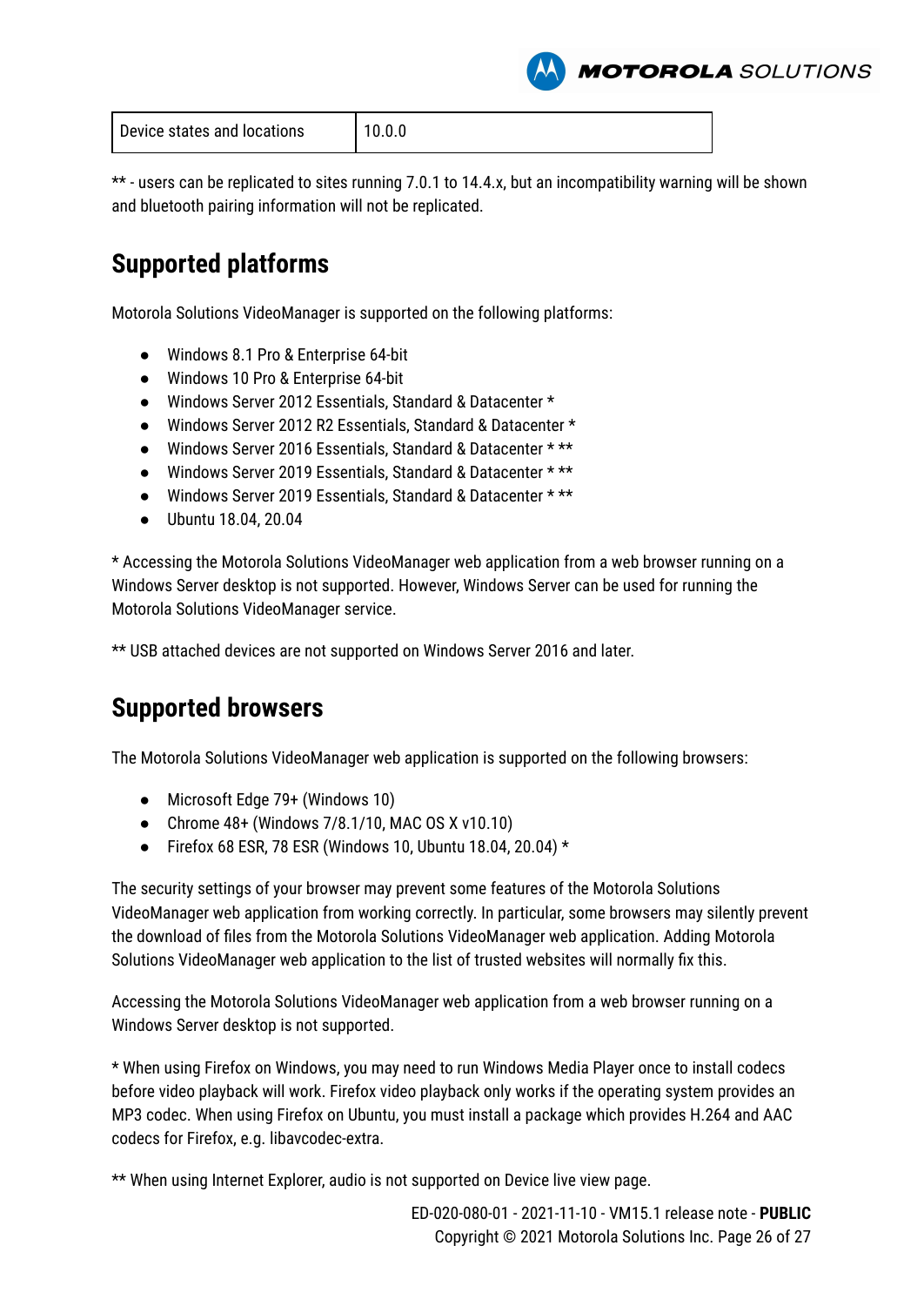| Device states and locations | 10.0.0 |
|---|---|

** - users can be replicated to sites running 7.0.1 to 14.4.x, but an incompatibility warning will be shown and bluetooth pairing information will not be replicated.

## Supported platforms

Motorola Solutions VideoManager is supported on the following platforms:

- Windows 8.1 Pro & Enterprise 64-bit
- Windows 10 Pro & Enterprise 64-bit
- Windows Server 2012 Essentials, Standard & Datacenter *
- Windows Server 2012 R2 Essentials, Standard & Datacenter *
- Windows Server 2016 Essentials, Standard & Datacenter * **
- Windows Server 2019 Essentials, Standard & Datacenter * **
- Windows Server 2019 Essentials, Standard & Datacenter * **
- Ubuntu 18.04, 20.04

* Accessing the Motorola Solutions VideoManager web application from a web browser running on a Windows Server desktop is not supported. However, Windows Server can be used for running the Motorola Solutions VideoManager service.

** USB attached devices are not supported on Windows Server 2016 and later.

## Supported browsers

The Motorola Solutions VideoManager web application is supported on the following browsers:

- Microsoft Edge 79+ (Windows 10)
- Chrome 48+ (Windows 7/8.1/10, MAC OS X v10.10)
- Firefox 68 ESR, 78 ESR (Windows 10, Ubuntu 18.04, 20.04) *

The security settings of your browser may prevent some features of the Motorola Solutions VideoManager web application from working correctly. In particular, some browsers may silently prevent the download of files from the Motorola Solutions VideoManager web application. Adding Motorola Solutions VideoManager web application to the list of trusted websites will normally fix this.

Accessing the Motorola Solutions VideoManager web application from a web browser running on a Windows Server desktop is not supported.

* When using Firefox on Windows, you may need to run Windows Media Player once to install codecs before video playback will work. Firefox video playback only works if the operating system provides an MP3 codec. When using Firefox on Ubuntu, you must install a package which provides H.264 and AAC codecs for Firefox, e.g. libavcodec-extra.

** When using Internet Explorer, audio is not supported on Device live view page.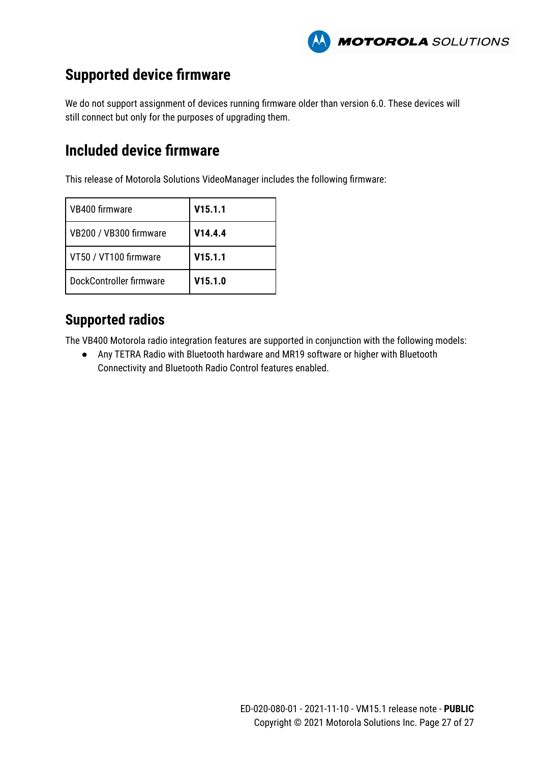## Supported device firmware

We do not support assignment of devices running firmware older than version 6.0. These devices will still connect but only for the purposes of upgrading them.

## Included device firmware

This release of Motorola Solutions VideoManager includes the following firmware:

| | |
|---|---|
| VB400 firmware | **V15.1.1** |
| VB200 / VB300 firmware | **V14.4.4** |
| VT50 / VT100 firmware | **V15.1.1** |
| DockController firmware | **V15.1.0** |

## Supported radios

The VB400 Motorola radio integration features are supported in conjunction with the following models:

- Any TETRA Radio with Bluetooth hardware and MR19 software or higher with Bluetooth Connectivity and Bluetooth Radio Control features enabled.